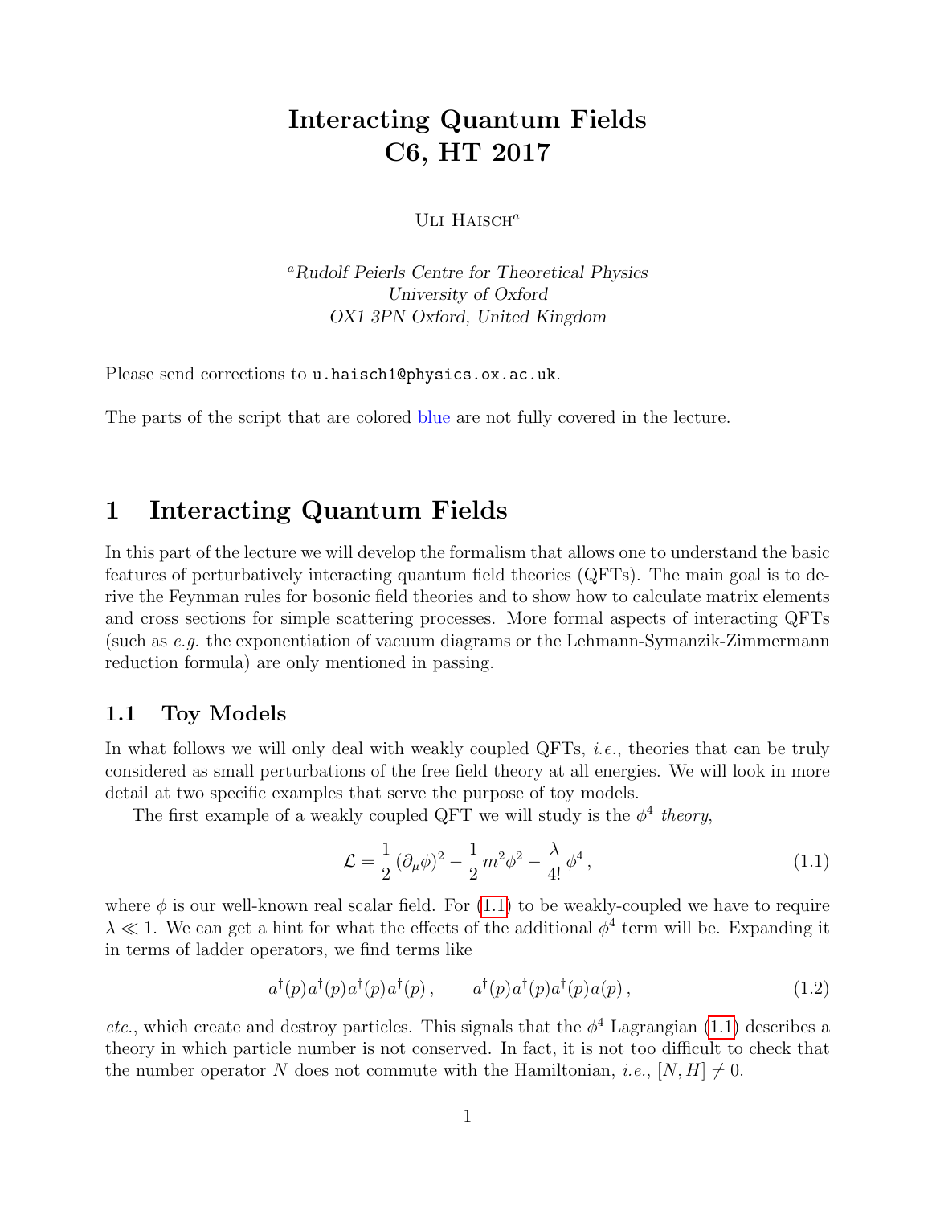# Interacting Quantum Fields
# C6, HT 2017

Uli Haisch[a]

[a]*Rudolf Peierls Centre for Theoretical Physics*
*University of Oxford*
*OX1 3PN Oxford, United Kingdom*

Please send corrections to `u.haisch1@physics.ox.ac.uk`.

The parts of the script that are colored blue are not fully covered in the lecture.

## 1 Interacting Quantum Fields

In this part of the lecture we will develop the formalism that allows one to understand the basic features of perturbatively interacting quantum field theories (QFTs). The main goal is to derive the Feynman rules for bosonic field theories and to show how to calculate matrix elements and cross sections for simple scattering processes. More formal aspects of interacting QFTs (such as *e.g.* the exponentiation of vacuum diagrams or the Lehmann-Symanzik-Zimmermann reduction formula) are only mentioned in passing.

### 1.1 Toy Models

In what follows we will only deal with weakly coupled QFTs, *i.e.*, theories that can be truly considered as small perturbations of the free field theory at all energies. We will look in more detail at two specific examples that serve the purpose of toy models.

The first example of a weakly coupled QFT we will study is the $\phi^4$ *theory*,

$$\mathcal{L} = \frac{1}{2} (\partial_\mu \phi)^2 - \frac{1}{2} m^2 \phi^2 - \frac{\lambda}{4!} \phi^4 \,, \tag{1.1}$$

where $\phi$ is our well-known real scalar field. For (1.1) to be weakly-coupled we have to require $\lambda \ll 1$. We can get a hint for what the effects of the additional $\phi^4$ term will be. Expanding it in terms of ladder operators, we find terms like

$$a^\dagger(p) a^\dagger(p) a^\dagger(p) a^\dagger(p) \,, \qquad a^\dagger(p) a^\dagger(p) a^\dagger(p) a(p) \,, \tag{1.2}$$

*etc.*, which create and destroy particles. This signals that the $\phi^4$ Lagrangian (1.1) describes a theory in which particle number is not conserved. In fact, it is not too difficult to check that the number operator $N$ does not commute with the Hamiltonian, *i.e.*, $[N, H] \neq 0$.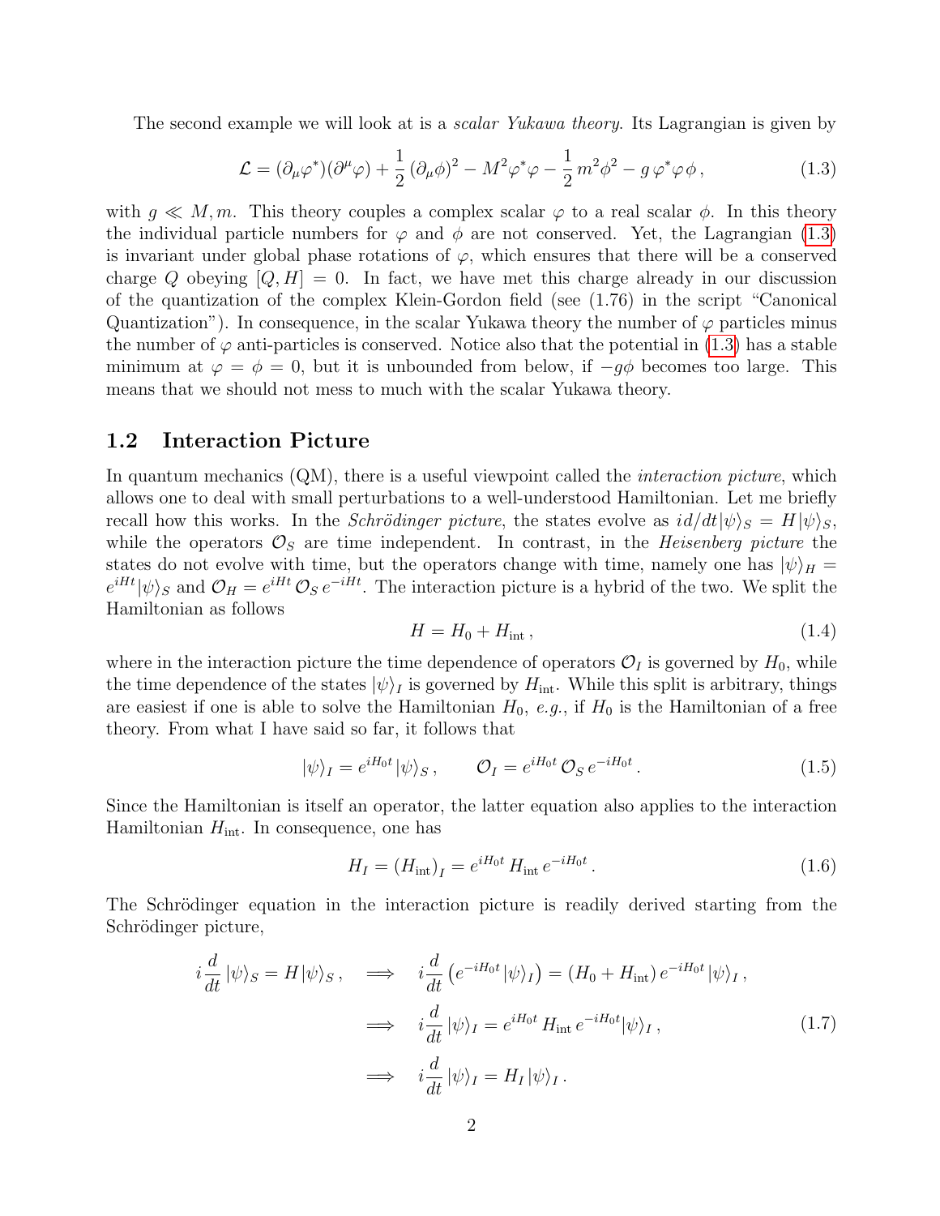The second example we will look at is a *scalar Yukawa theory*. Its Lagrangian is given by

$$\mathcal{L} = (\partial_\mu \varphi^*)(\partial^\mu \varphi) + \frac{1}{2}(\partial_\mu \phi)^2 - M^2 \varphi^* \varphi - \frac{1}{2} m^2 \phi^2 - g\, \varphi^* \varphi \phi\,, \tag{1.3}$$

with $g \ll M, m$. This theory couples a complex scalar $\varphi$ to a real scalar $\phi$. In this theory the individual particle numbers for $\varphi$ and $\phi$ are not conserved. Yet, the Lagrangian (1.3) is invariant under global phase rotations of $\varphi$, which ensures that there will be a conserved charge $Q$ obeying $[Q, H] = 0$. In fact, we have met this charge already in our discussion of the quantization of the complex Klein-Gordon field (see (1.76) in the script "Canonical Quantization"). In consequence, in the scalar Yukawa theory the number of $\varphi$ particles minus the number of $\varphi$ anti-particles is conserved. Notice also that the potential in (1.3) has a stable minimum at $\varphi = \phi = 0$, but it is unbounded from below, if $-g\phi$ becomes too large. This means that we should not mess to much with the scalar Yukawa theory.

## 1.2 Interaction Picture

In quantum mechanics (QM), there is a useful viewpoint called the *interaction picture*, which allows one to deal with small perturbations to a well-understood Hamiltonian. Let me briefly recall how this works. In the *Schrödinger picture*, the states evolve as $i d/dt |\psi\rangle_S = H|\psi\rangle_S$, while the operators $\mathcal{O}_S$ are time independent. In contrast, in the *Heisenberg picture* the states do not evolve with time, but the operators change with time, namely one has $|\psi\rangle_H = e^{iHt}|\psi\rangle_S$ and $\mathcal{O}_H = e^{iHt}\, \mathcal{O}_S\, e^{-iHt}$. The interaction picture is a hybrid of the two. We split the Hamiltonian as follows

$$H = H_0 + H_{\text{int}}\,, \tag{1.4}$$

where in the interaction picture the time dependence of operators $\mathcal{O}_I$ is governed by $H_0$, while the time dependence of the states $|\psi\rangle_I$ is governed by $H_{\text{int}}$. While this split is arbitrary, things are easiest if one is able to solve the Hamiltonian $H_0$, *e.g.*, if $H_0$ is the Hamiltonian of a free theory. From what I have said so far, it follows that

$$|\psi\rangle_I = e^{iH_0 t}|\psi\rangle_S\,, \qquad \mathcal{O}_I = e^{iH_0 t}\, \mathcal{O}_S\, e^{-iH_0 t}\,. \tag{1.5}$$

Since the Hamiltonian is itself an operator, the latter equation also applies to the interaction Hamiltonian $H_{\text{int}}$. In consequence, one has

$$H_I = (H_{\text{int}})_I = e^{iH_0 t}\, H_{\text{int}}\, e^{-iH_0 t}\,. \tag{1.6}$$

The Schrödinger equation in the interaction picture is readily derived starting from the Schrödinger picture,

$$\begin{aligned}
i\frac{d}{dt}|\psi\rangle_S = H|\psi\rangle_S\,, \quad &\Longrightarrow \quad i\frac{d}{dt}\left(e^{-iH_0 t}|\psi\rangle_I\right) = (H_0 + H_{\text{int}})\, e^{-iH_0 t}|\psi\rangle_I\,, \\
&\Longrightarrow \quad i\frac{d}{dt}|\psi\rangle_I = e^{iH_0 t}\, H_{\text{int}}\, e^{-iH_0 t}|\psi\rangle_I\,, \\
&\Longrightarrow \quad i\frac{d}{dt}|\psi\rangle_I = H_I\,|\psi\rangle_I\,.
\end{aligned} \tag{1.7}$$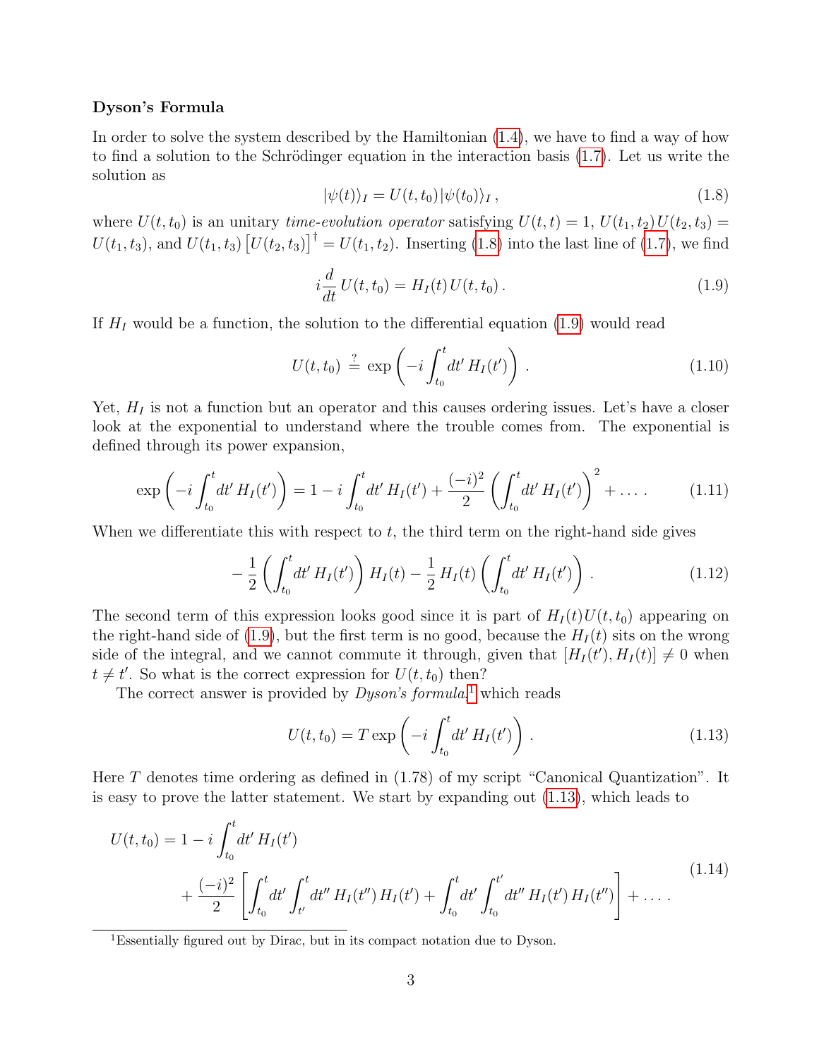**Dyson's Formula**

In order to solve the system described by the Hamiltonian (1.4), we have to find a way of how to find a solution to the Schrödinger equation in the interaction basis (1.7). Let us write the solution as

$$|\psi(t)\rangle_I = U(t,t_0)\,|\psi(t_0)\rangle_I \,, \tag{1.8}$$

where $U(t,t_0)$ is an unitary *time-evolution operator* satisfying $U(t,t) = 1$, $U(t_1,t_2)\,U(t_2,t_3) = U(t_1,t_3)$, and $U(t_1,t_3)\left[U(t_2,t_3)\right]^\dagger = U(t_1,t_2)$. Inserting (1.8) into the last line of (1.7), we find

$$i\frac{d}{dt}\,U(t,t_0) = H_I(t)\,U(t,t_0)\,. \tag{1.9}$$

If $H_I$ would be a function, the solution to the differential equation (1.9) would read

$$U(t,t_0) \overset{?}{=} \exp\left(-i\int_{t_0}^{t} dt'\,H_I(t')\right)\,. \tag{1.10}$$

Yet, $H_I$ is not a function but an operator and this causes ordering issues. Let's have a closer look at the exponential to understand where the trouble comes from. The exponential is defined through its power expansion,

$$\exp\left(-i\int_{t_0}^{t} dt'\,H_I(t')\right) = 1 - i\int_{t_0}^{t} dt'\,H_I(t') + \frac{(-i)^2}{2}\left(\int_{t_0}^{t} dt'\,H_I(t')\right)^2 + \dots\,. \tag{1.11}$$

When we differentiate this with respect to $t$, the third term on the right-hand side gives

$$-\frac{1}{2}\left(\int_{t_0}^{t} dt'\,H_I(t')\right)H_I(t) - \frac{1}{2}\,H_I(t)\left(\int_{t_0}^{t} dt'\,H_I(t')\right)\,. \tag{1.12}$$

The second term of this expression looks good since it is part of $H_I(t)U(t,t_0)$ appearing on the right-hand side of (1.9), but the first term is no good, because the $H_I(t)$ sits on the wrong side of the integral, and we cannot commute it through, given that $[H_I(t'), H_I(t)] \neq 0$ when $t \neq t'$. So what is the correct expression for $U(t,t_0)$ then?

The correct answer is provided by *Dyson's formula*,[1] which reads

$$U(t,t_0) = T\exp\left(-i\int_{t_0}^{t} dt'\,H_I(t')\right)\,. \tag{1.13}$$

Here $T$ denotes time ordering as defined in (1.78) of my script "Canonical Quantization". It is easy to prove the latter statement. We start by expanding out (1.13), which leads to

$$\begin{aligned} U(t,t_0) = 1 &- i\int_{t_0}^{t} dt'\,H_I(t') \\ &+ \frac{(-i)^2}{2}\left[\int_{t_0}^{t} dt'\int_{t'}^{t} dt''\,H_I(t'')\,H_I(t') + \int_{t_0}^{t} dt'\int_{t_0}^{t'} dt''\,H_I(t')\,H_I(t'')\right] + \dots\,. \end{aligned} \tag{1.14}$$

[1] Essentially figured out by Dirac, but in its compact notation due to Dyson.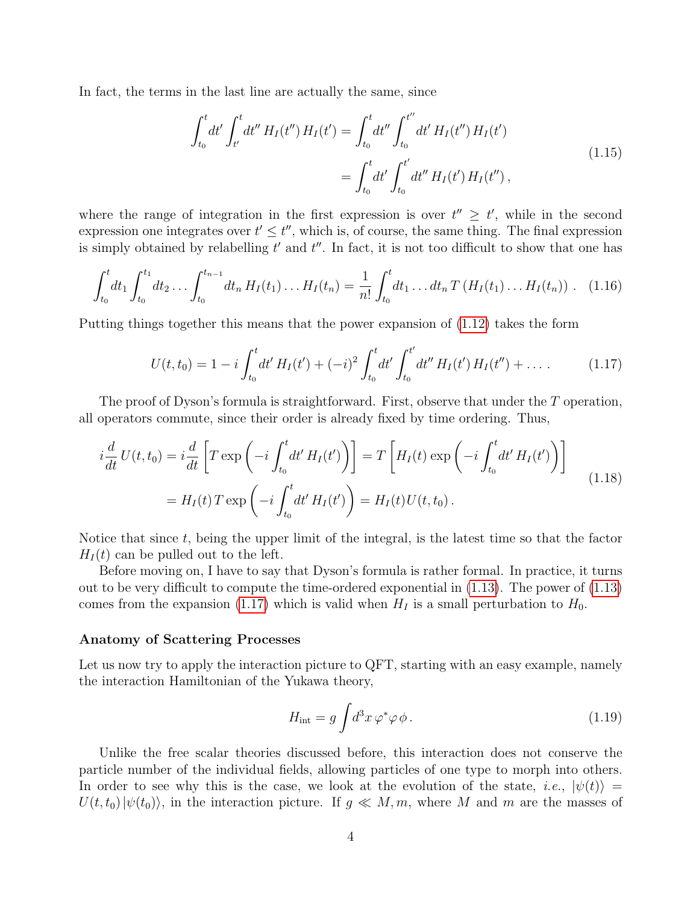In fact, the terms in the last line are actually the same, since

$$
\begin{aligned}
\int_{t_0}^{t} dt' \int_{t'}^{t} dt''\, H_I(t'')\, H_I(t') &= \int_{t_0}^{t} dt'' \int_{t_0}^{t''} dt'\, H_I(t'')\, H_I(t') \\
&= \int_{t_0}^{t} dt' \int_{t_0}^{t'} dt''\, H_I(t')\, H_I(t'')\,,
\end{aligned}
\tag{1.15}
$$

where the range of integration in the first expression is over $t'' \geq t'$, while in the second expression one integrates over $t' \leq t''$, which is, of course, the same thing. The final expression is simply obtained by relabelling $t'$ and $t''$. In fact, it is not too difficult to show that one has

$$
\int_{t_0}^{t} dt_1 \int_{t_0}^{t_1} dt_2 \ldots \int_{t_0}^{t_{n-1}} dt_n\, H_I(t_1) \ldots H_I(t_n) = \frac{1}{n!} \int_{t_0}^{t} dt_1 \ldots dt_n\, T\left(H_I(t_1) \ldots H_I(t_n)\right) . \tag{1.16}
$$

Putting things together this means that the power expansion of (1.12) takes the form

$$
U(t, t_0) = 1 - i \int_{t_0}^{t} dt'\, H_I(t') + (-i)^2 \int_{t_0}^{t} dt' \int_{t_0}^{t'} dt''\, H_I(t')\, H_I(t'') + \ldots . \tag{1.17}
$$

The proof of Dyson's formula is straightforward. First, observe that under the $T$ operation, all operators commute, since their order is already fixed by time ordering. Thus,

$$
\begin{aligned}
i \frac{d}{dt}\, U(t, t_0) = i \frac{d}{dt} \left[ T \exp\left( -i \int_{t_0}^{t} dt'\, H_I(t') \right) \right] &= T \left[ H_I(t) \exp\left( -i \int_{t_0}^{t} dt'\, H_I(t') \right) \right] \\
= H_I(t)\, T \exp\left( -i \int_{t_0}^{t} dt'\, H_I(t') \right) &= H_I(t) U(t, t_0)\,.
\end{aligned}
\tag{1.18}
$$

Notice that since $t$, being the upper limit of the integral, is the latest time so that the factor $H_I(t)$ can be pulled out to the left.

Before moving on, I have to say that Dyson's formula is rather formal. In practice, it turns out to be very difficult to compute the time-ordered exponential in (1.13). The power of (1.13) comes from the expansion (1.17) which is valid when $H_I$ is a small perturbation to $H_0$.

**Anatomy of Scattering Processes**

Let us now try to apply the interaction picture to QFT, starting with an easy example, namely the interaction Hamiltonian of the Yukawa theory,

$$
H_{\text{int}} = g \int d^3x\, \varphi^* \varphi\, \phi\,. \tag{1.19}
$$

Unlike the free scalar theories discussed before, this interaction does not conserve the particle number of the individual fields, allowing particles of one type to morph into others. In order to see why this is the case, we look at the evolution of the state, *i.e.*, $|\psi(t)\rangle = U(t, t_0)\, |\psi(t_0)\rangle$, in the interaction picture. If $g \ll M, m$, where $M$ and $m$ are the masses of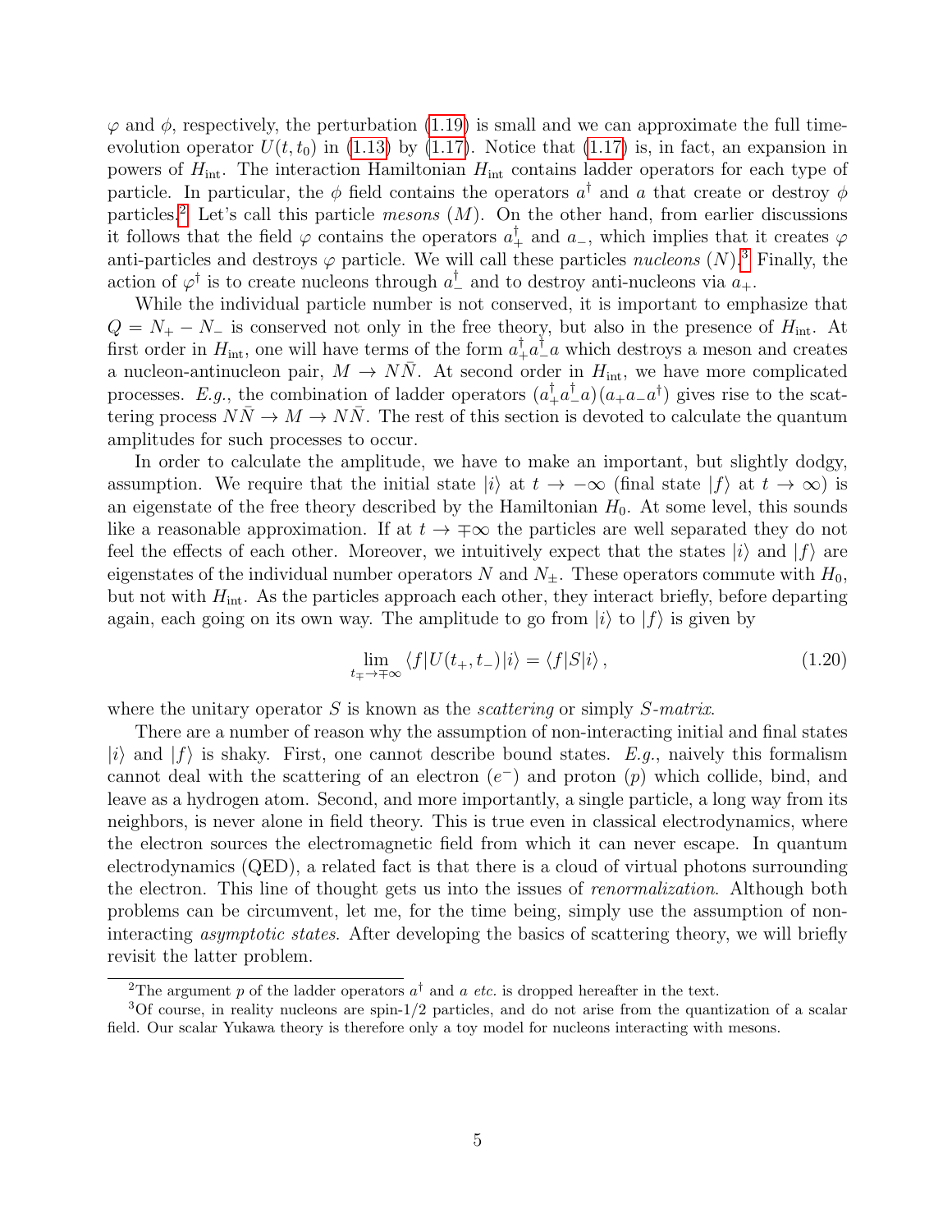$\varphi$ and $\phi$, respectively, the perturbation (1.19) is small and we can approximate the full time-evolution operator $U(t, t_0)$ in (1.13) by (1.17). Notice that (1.17) is, in fact, an expansion in powers of $H_{\text{int}}$. The interaction Hamiltonian $H_{\text{int}}$ contains ladder operators for each type of particle. In particular, the $\phi$ field contains the operators $a^\dagger$ and $a$ that create or destroy $\phi$ particles.[2] Let's call this particle *mesons* ($M$). On the other hand, from earlier discussions it follows that the field $\varphi$ contains the operators $a_+^\dagger$ and $a_-$, which implies that it creates $\varphi$ anti-particles and destroys $\varphi$ particle. We will call these particles *nucleons* ($N$).[3] Finally, the action of $\varphi^\dagger$ is to create nucleons through $a_-^\dagger$ and to destroy anti-nucleons via $a_+$.

While the individual particle number is not conserved, it is important to emphasize that $Q = N_+ - N_-$ is conserved not only in the free theory, but also in the presence of $H_{\text{int}}$. At first order in $H_{\text{int}}$, one will have terms of the form $a_+^\dagger a_-^\dagger a$ which destroys a meson and creates a nucleon-antinucleon pair, $M \to N\bar{N}$. At second order in $H_{\text{int}}$, we have more complicated processes. *E.g.*, the combination of ladder operators $(a_+^\dagger a_-^\dagger a)(a_+ a_- a^\dagger)$ gives rise to the scattering process $N\bar{N} \to M \to N\bar{N}$. The rest of this section is devoted to calculate the quantum amplitudes for such processes to occur.

In order to calculate the amplitude, we have to make an important, but slightly dodgy, assumption. We require that the initial state $|i\rangle$ at $t \to -\infty$ (final state $|f\rangle$ at $t \to \infty$) is an eigenstate of the free theory described by the Hamiltonian $H_0$. At some level, this sounds like a reasonable approximation. If at $t \to \mp\infty$ the particles are well separated they do not feel the effects of each other. Moreover, we intuitively expect that the states $|i\rangle$ and $|f\rangle$ are eigenstates of the individual number operators $N$ and $N_\pm$. These operators commute with $H_0$, but not with $H_{\text{int}}$. As the particles approach each other, they interact briefly, before departing again, each going on its own way. The amplitude to go from $|i\rangle$ to $|f\rangle$ is given by

$$\lim_{t_\mp \to \mp\infty} \langle f | U(t_+, t_-) | i \rangle = \langle f | S | i \rangle \,, \tag{1.20}$$

where the unitary operator $S$ is known as the *scattering* or simply *S-matrix*.

There are a number of reason why the assumption of non-interacting initial and final states $|i\rangle$ and $|f\rangle$ is shaky. First, one cannot describe bound states. *E.g.*, naively this formalism cannot deal with the scattering of an electron ($e^-$) and proton ($p$) which collide, bind, and leave as a hydrogen atom. Second, and more importantly, a single particle, a long way from its neighbors, is never alone in field theory. This is true even in classical electrodynamics, where the electron sources the electromagnetic field from which it can never escape. In quantum electrodynamics (QED), a related fact is that there is a cloud of virtual photons surrounding the electron. This line of thought gets us into the issues of *renormalization*. Although both problems can be circumvent, let me, for the time being, simply use the assumption of non-interacting *asymptotic states*. After developing the basics of scattering theory, we will briefly revisit the latter problem.

---

[2] The argument $p$ of the ladder operators $a^\dagger$ and $a$ *etc.* is dropped hereafter in the text.

[3] Of course, in reality nucleons are spin-1/2 particles, and do not arise from the quantization of a scalar field. Our scalar Yukawa theory is therefore only a toy model for nucleons interacting with mesons.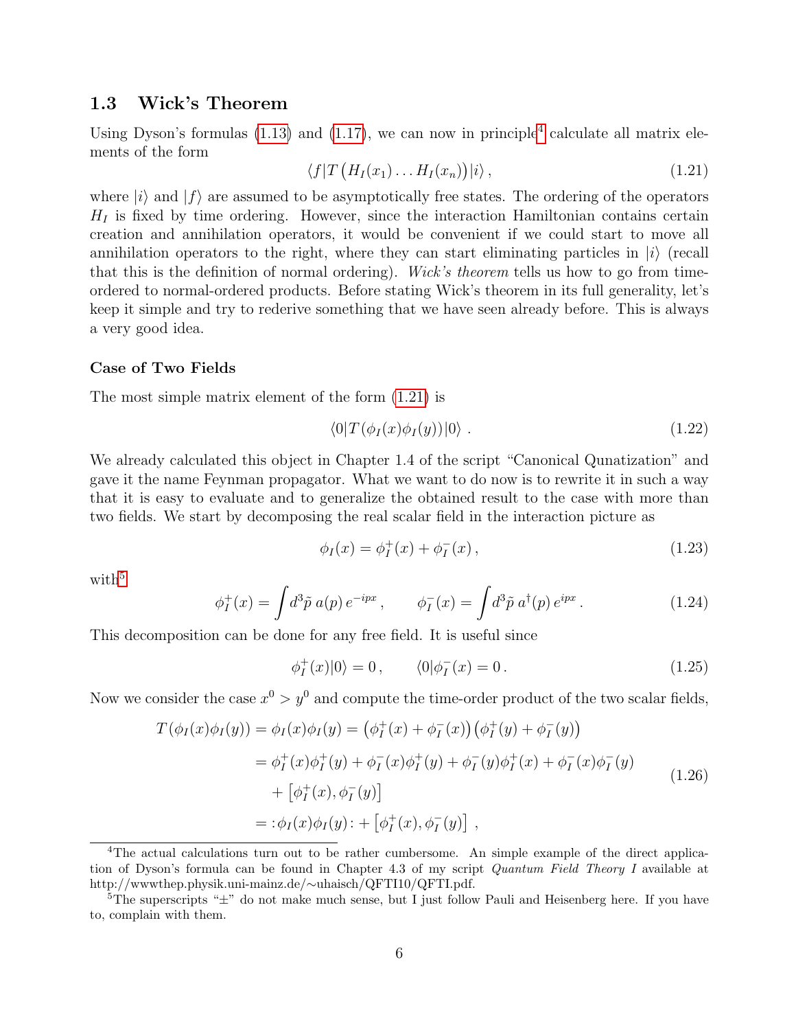## 1.3 Wick's Theorem

Using Dyson's formulas (1.13) and (1.17), we can now in principle[4] calculate all matrix elements of the form

$$\langle f|T\left(H_I(x_1)\dots H_I(x_n)\right)|i\rangle\,, \tag{1.21}$$

where $|i\rangle$ and $|f\rangle$ are assumed to be asymptotically free states. The ordering of the operators $H_I$ is fixed by time ordering. However, since the interaction Hamiltonian contains certain creation and annihilation operators, it would be convenient if we could start to move all annihilation operators to the right, where they can start eliminating particles in $|i\rangle$ (recall that this is the definition of normal ordering). *Wick's theorem* tells us how to go from time-ordered to normal-ordered products. Before stating Wick's theorem in its full generality, let's keep it simple and try to rederive something that we have seen already before. This is always a very good idea.

### Case of Two Fields

The most simple matrix element of the form (1.21) is

$$\langle 0|T\left(\phi_I(x)\phi_I(y)\right)|0\rangle\,. \tag{1.22}$$

We already calculated this object in Chapter 1.4 of the script "Canonical Qunatization" and gave it the name Feynman propagator. What we want to do now is to rewrite it in such a way that it is easy to evaluate and to generalize the obtained result to the case with more than two fields. We start by decomposing the real scalar field in the interaction picture as

$$\phi_I(x) = \phi_I^+(x) + \phi_I^-(x)\,, \tag{1.23}$$

with[5]

$$\phi_I^+(x) = \int d^3\tilde{p}\; a(p)\, e^{-ipx}\,, \qquad \phi_I^-(x) = \int d^3\tilde{p}\; a^\dagger(p)\, e^{ipx}\,. \tag{1.24}$$

This decomposition can be done for any free field. It is useful since

$$\phi_I^+(x)|0\rangle = 0\,, \qquad \langle 0|\phi_I^-(x) = 0\,. \tag{1.25}$$

Now we consider the case $x^0 > y^0$ and compute the time-order product of the two scalar fields,

$$\begin{aligned}
T\left(\phi_I(x)\phi_I(y)\right) &= \phi_I(x)\phi_I(y) = \left(\phi_I^+(x) + \phi_I^-(x)\right)\left(\phi_I^+(y) + \phi_I^-(y)\right) \\
&= \phi_I^+(x)\phi_I^+(y) + \phi_I^-(x)\phi_I^+(y) + \phi_I^-(y)\phi_I^+(x) + \phi_I^-(x)\phi_I^-(y) \\
&\quad + \left[\phi_I^+(x), \phi_I^-(y)\right] \\
&= :\!\phi_I(x)\phi_I(y)\!: + \left[\phi_I^+(x), \phi_I^-(y)\right]\,,
\end{aligned} \tag{1.26}$$

---

[4] The actual calculations turn out to be rather cumbersome. An simple example of the direct application of Dyson's formula can be found in Chapter 4.3 of my script *Quantum Field Theory I* available at http://wwwthep.physik.uni-mainz.de/∼uhaisch/QFTI10/QFTI.pdf.

[5] The superscripts "±" do not make much sense, but I just follow Pauli and Heisenberg here. If you have to, complain with them.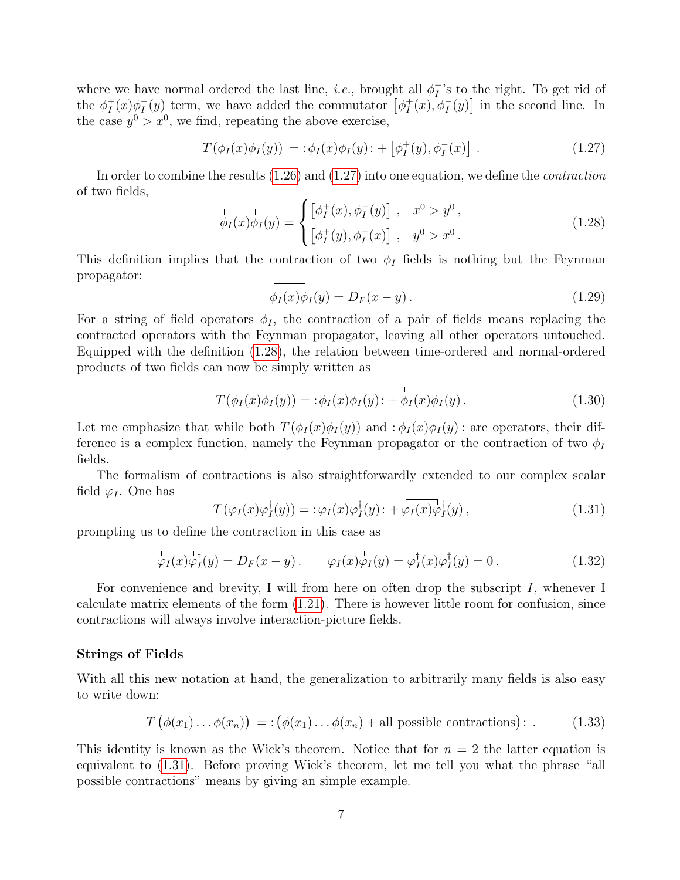where we have normal ordered the last line, *i.e.*, brought all $\phi_I^+$'s to the right. To get rid of the $\phi_I^+(x)\phi_I^-(y)$ term, we have added the commutator $\left[\phi_I^+(x), \phi_I^-(y)\right]$ in the second line. In the case $y^0 > x^0$, we find, repeating the above exercise,

$$T(\phi_I(x)\phi_I(y)) = :\phi_I(x)\phi_I(y): + \left[\phi_I^+(y), \phi_I^-(x)\right] . \tag{1.27}$$

In order to combine the results (1.26) and (1.27) into one equation, we define the *contraction* of two fields,

$$\overbrace{\phi_I(x)\phi_I}(y) = \begin{cases} \left[\phi_I^+(x), \phi_I^-(y)\right] , & x^0 > y^0 , \\ \left[\phi_I^+(y), \phi_I^-(x)\right] , & y^0 > x^0 . \end{cases} \tag{1.28}$$

This definition implies that the contraction of two $\phi_I$ fields is nothing but the Feynman propagator:

$$\overbrace{\phi_I(x)\phi_I}(y) = D_F(x-y) . \tag{1.29}$$

For a string of field operators $\phi_I$, the contraction of a pair of fields means replacing the contracted operators with the Feynman propagator, leaving all other operators untouched. Equipped with the definition (1.28), the relation between time-ordered and normal-ordered products of two fields can now be simply written as

$$T(\phi_I(x)\phi_I(y)) = :\phi_I(x)\phi_I(y): + \overbrace{\phi_I(x)\phi_I}(y) . \tag{1.30}$$

Let me emphasize that while both $T(\phi_I(x)\phi_I(y))$ and $:\phi_I(x)\phi_I(y):$ are operators, their difference is a complex function, namely the Feynman propagator or the contraction of two $\phi_I$ fields.

The formalism of contractions is also straightforwardly extended to our complex scalar field $\varphi_I$. One has

$$T(\varphi_I(x)\varphi_I^\dagger(y)) = :\varphi_I(x)\varphi_I^\dagger(y): + \overbrace{\varphi_I(x)\varphi}{}_I^\dagger(y) , \tag{1.31}$$

prompting us to define the contraction in this case as

$$\overbrace{\varphi_I(x)\varphi}{}_I^\dagger(y) = D_F(x-y) . \qquad \overbrace{\varphi_I(x)\varphi}{}_I(y) = \overbrace{\varphi_I^\dagger(x)\varphi}{}_I^\dagger(y) = 0 . \tag{1.32}$$

For convenience and brevity, I will from here on often drop the subscript $I$, whenever I calculate matrix elements of the form (1.21). There is however little room for confusion, since contractions will always involve interaction-picture fields.

### Strings of Fields

With all this new notation at hand, the generalization to arbitrarily many fields is also easy to write down:

$$T\left(\phi(x_1)\ldots\phi(x_n)\right) = :\left(\phi(x_1)\ldots\phi(x_n) + \text{all possible contractions}\right): . \tag{1.33}$$

This identity is known as the Wick's theorem. Notice that for $n=2$ the latter equation is equivalent to (1.31). Before proving Wick's theorem, let me tell you what the phrase "all possible contractions" means by giving an simple example.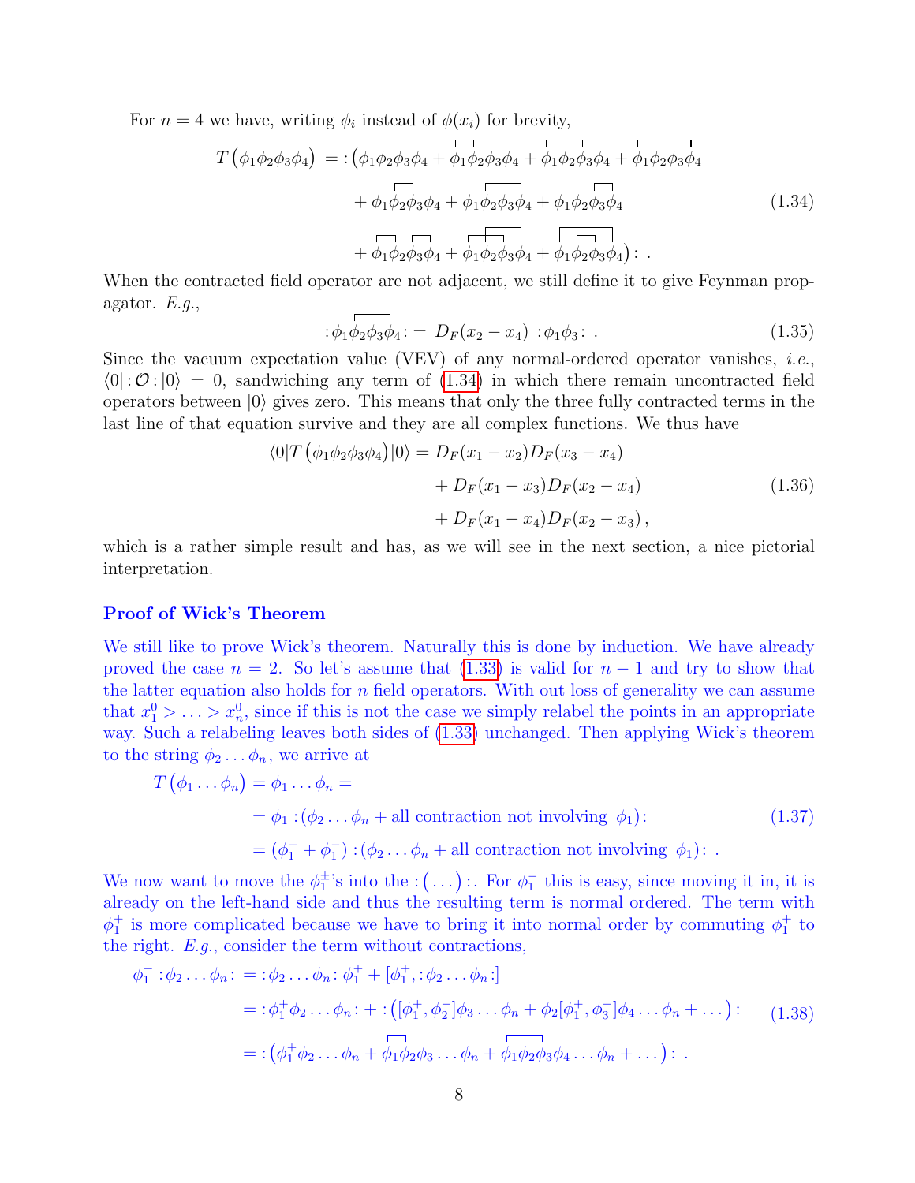For $n = 4$ we have, writing $\phi_i$ instead of $\phi(x_i)$ for brevity,

$$
\begin{aligned}
T\left(\phi_1\phi_2\phi_3\phi_4\right) = \, :\!\Big(&\phi_1\phi_2\phi_3\phi_4 + \contraction{}{\phi_1}{}{\phi_2}\phi_1\phi_2\phi_3\phi_4 + \contraction{}{\phi_1}{\phi_2}{\phi_3}\phi_1\phi_2\phi_3\phi_4 + \contraction{}{\phi_1}{\phi_2\phi_3}{\phi_4}\phi_1\phi_2\phi_3\phi_4 \\
&+ \contraction{\phi_1}{\phi_2}{}{\phi_3}\phi_1\phi_2\phi_3\phi_4 + \contraction{\phi_1}{\phi_2}{\phi_3}{\phi_4}\phi_1\phi_2\phi_3\phi_4 + \contraction{\phi_1\phi_2}{\phi_3}{}{\phi_4}\phi_1\phi_2\phi_3\phi_4 \\
&+ \contraction{}{\phi_1}{}{\phi_2}\contraction{\phi_1\phi_2}{\phi_3}{}{\phi_4}\phi_1\phi_2\phi_3\phi_4 + \contraction{}{\phi_1}{\phi_2}{\phi_3}\contraction[2ex]{\phi_1}{\phi_2}{\phi_3}{\phi_4}\phi_1\phi_2\phi_3\phi_4 + \contraction[2ex]{}{\phi_1}{\phi_2\phi_3}{\phi_4}\contraction{\phi_1}{\phi_2}{}{\phi_3}\phi_1\phi_2\phi_3\phi_4\Big)\!: \, .
\end{aligned}
\tag{1.34}
$$

When the contracted field operator are not adjacent, we still define it to give Feynman propagator. *E.g.*,

$$
:\!\contraction{\phi_1}{\phi_2}{\phi_3}{\phi_4}\phi_1\phi_2\phi_3\phi_4\!: \, = D_F(x_2 - x_4) \, :\!\phi_1\phi_3\!: \, . \tag{1.35}
$$

Since the vacuum expectation value (VEV) of any normal-ordered operator vanishes, *i.e.*, $\langle 0| :\!\mathcal{O}\!: |0\rangle = 0$, sandwiching any term of (1.34) in which there remain uncontracted field operators between $|0\rangle$ gives zero. This means that only the three fully contracted terms in the last line of that equation survive and they are all complex functions. We thus have

$$
\begin{aligned}
\langle 0|T\left(\phi_1\phi_2\phi_3\phi_4\right)|0\rangle &= D_F(x_1 - x_2)D_F(x_3 - x_4) \\
&+ D_F(x_1 - x_3)D_F(x_2 - x_4) \\
&+ D_F(x_1 - x_4)D_F(x_2 - x_3) \, ,
\end{aligned}
\tag{1.36}
$$

which is a rather simple result and has, as we will see in the next section, a nice pictorial interpretation.

### Proof of Wick's Theorem

We still like to prove Wick's theorem. Naturally this is done by induction. We have already proved the case $n = 2$. So let's assume that (1.33) is valid for $n - 1$ and try to show that the latter equation also holds for $n$ field operators. With out loss of generality we can assume that $x_1^0 > \ldots > x_n^0$, since if this is not the case we simply relabel the points in an appropriate way. Such a relabeling leaves both sides of (1.33) unchanged. Then applying Wick's theorem to the string $\phi_2 \ldots \phi_n$, we arrive at

$$
\begin{aligned}
T\left(\phi_1 \ldots \phi_n\right) = \phi_1 \ldots \phi_n &= \\
&= \phi_1 :\!(\phi_2 \ldots \phi_n + \text{all contraction not involving } \phi_1)\!: \\
&= (\phi_1^+ + \phi_1^-) :\!(\phi_2 \ldots \phi_n + \text{all contraction not involving } \phi_1)\!: \, .
\end{aligned}
\tag{1.37}
$$

We now want to move the $\phi_1^\pm$'s into the $:\!(\ldots)\!:$. For $\phi_1^-$ this is easy, since moving it in, it is already on the left-hand side and thus the resulting term is normal ordered. The term with $\phi_1^+$ is more complicated because we have to bring it into normal order by commuting $\phi_1^+$ to the right. *E.g.*, consider the term without contractions,

$$
\begin{aligned}
\phi_1^+ :\!\phi_2 \ldots \phi_n\!: &= \, :\!\phi_2 \ldots \phi_n\!: \phi_1^+ + [\phi_1^+, :\!\phi_2 \ldots \phi_n\!:] \\
&= \, :\!\phi_1^+\phi_2 \ldots \phi_n\!: + :\!\left([\phi_1^+, \phi_2^-]\phi_3 \ldots \phi_n + \phi_2[\phi_1^+, \phi_3^-]\phi_4 \ldots \phi_n + \ldots\right)\!: \\
&= \, :\!\left(\phi_1^+\phi_2 \ldots \phi_n + \contraction{}{\phi_1}{}{\phi_2}\phi_1\phi_2\phi_3 \ldots \phi_n + \contraction{}{\phi_1}{\phi_2}{\phi_3}\phi_1\phi_2\phi_3\phi_4 \ldots \phi_n + \ldots\right)\!: \, .
\end{aligned}
\tag{1.38}
$$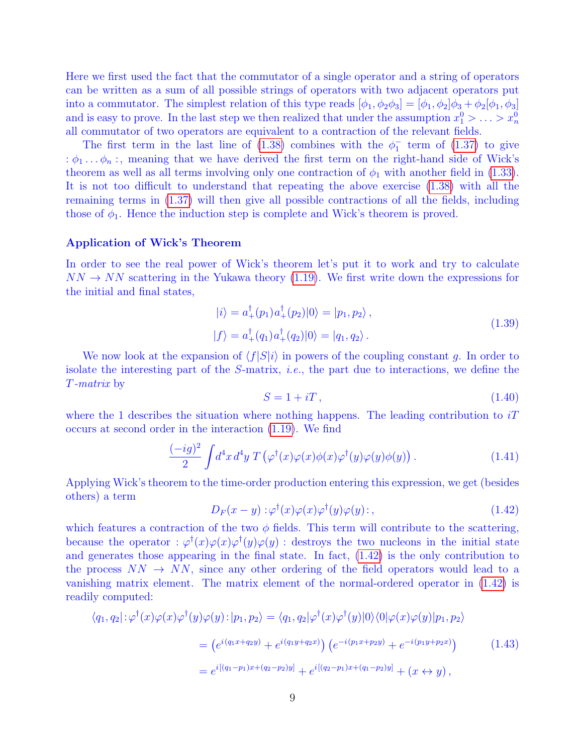Here we first used the fact that the commutator of a single operator and a string of operators can be written as a sum of all possible strings of operators with two adjacent operators put into a commutator. The simplest relation of this type reads $[\phi_1, \phi_2\phi_3] = [\phi_1, \phi_2]\phi_3 + \phi_2[\phi_1, \phi_3]$ and is easy to prove. In the last step we then realized that under the assumption $x_1^0 > \ldots > x_n^0$ all commutator of two operators are equivalent to a contraction of the relevant fields.

The first term in the last line of (1.38) combines with the $\phi_1^-$ term of (1.37) to give $:\phi_1 \ldots \phi_n:$, meaning that we have derived the first term on the right-hand side of Wick's theorem as well as all terms involving only one contraction of $\phi_1$ with another field in (1.33). It is not too difficult to understand that repeating the above exercise (1.38) with all the remaining terms in (1.37) will then give all possible contractions of all the fields, including those of $\phi_1$. Hence the induction step is complete and Wick's theorem is proved.

### Application of Wick's Theorem

In order to see the real power of Wick's theorem let's put it to work and try to calculate $NN \to NN$ scattering in the Yukawa theory (1.19). We first write down the expressions for the initial and final states,

$$
\begin{aligned}
|i\rangle &= a_+^\dagger(p_1)a_+^\dagger(p_2)|0\rangle = |p_1, p_2\rangle\,, \\
|f\rangle &= a_+^\dagger(q_1)a_+^\dagger(q_2)|0\rangle = |q_1, q_2\rangle\,.
\end{aligned}
\tag{1.39}
$$

We now look at the expansion of $\langle f|S|i\rangle$ in powers of the coupling constant $g$. In order to isolate the interesting part of the $S$-matrix, *i.e.*, the part due to interactions, we define the *T-matrix* by

$$
S = 1 + iT\,, \tag{1.40}
$$

where the 1 describes the situation where nothing happens. The leading contribution to $iT$ occurs at second order in the interaction (1.19). We find

$$
\frac{(-ig)^2}{2}\int d^4x\, d^4y\; T\left(\varphi^\dagger(x)\varphi(x)\phi(x)\varphi^\dagger(y)\varphi(y)\phi(y)\right). \tag{1.41}
$$

Applying Wick's theorem to the time-order production entering this expression, we get (besides others) a term

$$
D_F(x-y)\,:\!\varphi^\dagger(x)\varphi(x)\varphi^\dagger(y)\varphi(y)\!:\,, \tag{1.42}
$$

which features a contraction of the two $\phi$ fields. This term will contribute to the scattering, because the operator $:\varphi^\dagger(x)\varphi(x)\varphi^\dagger(y)\varphi(y):$ destroys the two nucleons in the initial state and generates those appearing in the final state. In fact, (1.42) is the only contribution to the process $NN \to NN$, since any other ordering of the field operators would lead to a vanishing matrix element. The matrix element of the normal-ordered operator in (1.42) is readily computed:

$$
\begin{aligned}
\langle q_1, q_2|\!:\!\varphi^\dagger(x)\varphi(x)\varphi^\dagger(y)\varphi(y)\!:\!|p_1, p_2\rangle &= \langle q_1, q_2|\varphi^\dagger(x)\varphi^\dagger(y)|0\rangle\langle 0|\varphi(x)\varphi(y)|p_1, p_2\rangle \\
&= \left(e^{i(q_1x+q_2y)} + e^{i(q_1y+q_2x)}\right)\left(e^{-i(p_1x+p_2y)} + e^{-i(p_1y+p_2x)}\right) \\
&= e^{i[(q_1-p_1)x+(q_2-p_2)y]} + e^{i[(q_2-p_1)x+(q_1-p_2)y]} + (x \leftrightarrow y)\,,
\end{aligned}
\tag{1.43}
$$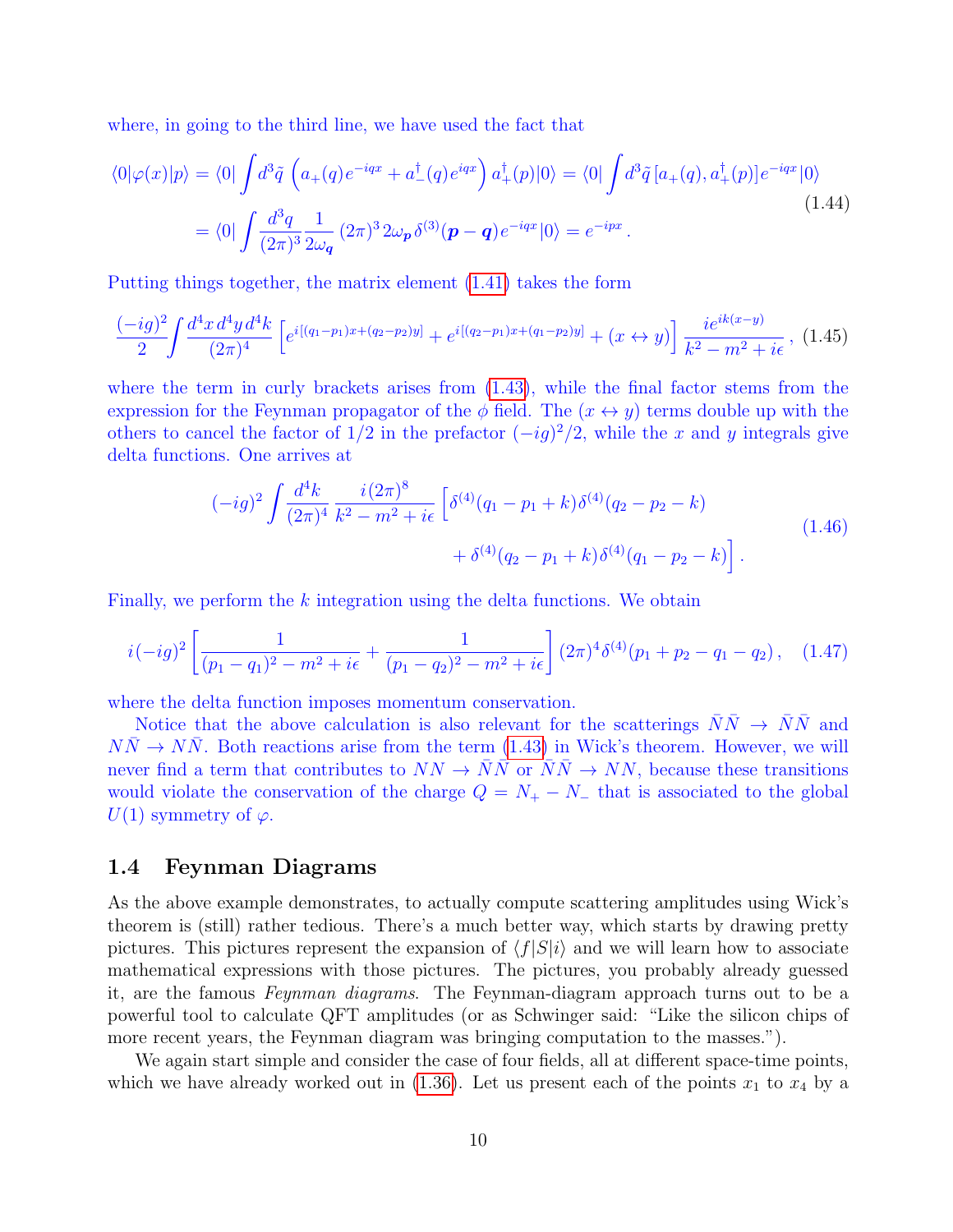where, in going to the third line, we have used the fact that

$$
\begin{aligned}
\langle 0|\varphi(x)|p\rangle &= \langle 0|\int d^3\tilde{q}\,\left(a_+(q)e^{-iqx} + a_-^\dagger(q)e^{iqx}\right)a_+^\dagger(p)|0\rangle = \langle 0|\int d^3\tilde{q}\,[a_+(q), a_+^\dagger(p)]\,e^{-iqx}|0\rangle \\
&= \langle 0|\int \frac{d^3q}{(2\pi)^3}\frac{1}{2\omega_{\boldsymbol{q}}}\,(2\pi)^3\,2\omega_{\boldsymbol{p}}\,\delta^{(3)}(\boldsymbol{p}-\boldsymbol{q})e^{-iqx}\,|0\rangle = e^{-ipx}\,.
\end{aligned}
\tag{1.44}
$$

Putting things together, the matrix element (1.41) takes the form

$$
\frac{(-ig)^2}{2}\int \frac{d^4x\,d^4y\,d^4k}{(2\pi)^4}\left[e^{i[(q_1-p_1)x+(q_2-p_2)y]} + e^{i[(q_2-p_1)x+(q_1-p_2)y]} + (x\leftrightarrow y)\right]\frac{ie^{ik(x-y)}}{k^2-m^2+i\epsilon}\,, \tag{1.45}
$$

where the term in curly brackets arises from (1.43), while the final factor stems from the expression for the Feynman propagator of the $\phi$ field. The $(x \leftrightarrow y)$ terms double up with the others to cancel the factor of $1/2$ in the prefactor $(-ig)^2/2$, while the $x$ and $y$ integrals give delta functions. One arrives at

$$
\begin{aligned}
(-ig)^2\int \frac{d^4k}{(2\pi)^4}\,\frac{i(2\pi)^8}{k^2-m^2+i\epsilon}\,\Big[&\delta^{(4)}(q_1-p_1+k)\delta^{(4)}(q_2-p_2-k) \\
&+\delta^{(4)}(q_2-p_1+k)\delta^{(4)}(q_1-p_2-k)\Big]\,.
\end{aligned}
\tag{1.46}
$$

Finally, we perform the $k$ integration using the delta functions. We obtain

$$
i(-ig)^2\left[\frac{1}{(p_1-q_1)^2-m^2+i\epsilon} + \frac{1}{(p_1-q_2)^2-m^2+i\epsilon}\right](2\pi)^4\delta^{(4)}(p_1+p_2-q_1-q_2)\,, \tag{1.47}
$$

where the delta function imposes momentum conservation.

Notice that the above calculation is also relevant for the scatterings $\bar{N}\bar{N} \to \bar{N}\bar{N}$ and $N\bar{N} \to N\bar{N}$. Both reactions arise from the term (1.43) in Wick's theorem. However, we will never find a term that contributes to $NN \to \bar{N}\bar{N}$ or $\bar{N}\bar{N} \to NN$, because these transitions would violate the conservation of the charge $Q = N_+ - N_-$ that is associated to the global $U(1)$ symmetry of $\varphi$.

## 1.4 Feynman Diagrams

As the above example demonstrates, to actually compute scattering amplitudes using Wick's theorem is (still) rather tedious. There's a much better way, which starts by drawing pretty pictures. This pictures represent the expansion of $\langle f|S|i\rangle$ and we will learn how to associate mathematical expressions with those pictures. The pictures, you probably already guessed it, are the famous *Feynman diagrams*. The Feynman-diagram approach turns out to be a powerful tool to calculate QFT amplitudes (or as Schwinger said: "Like the silicon chips of more recent years, the Feynman diagram was bringing computation to the masses.").

We again start simple and consider the case of four fields, all at different space-time points, which we have already worked out in (1.36). Let us present each of the points $x_1$ to $x_4$ by a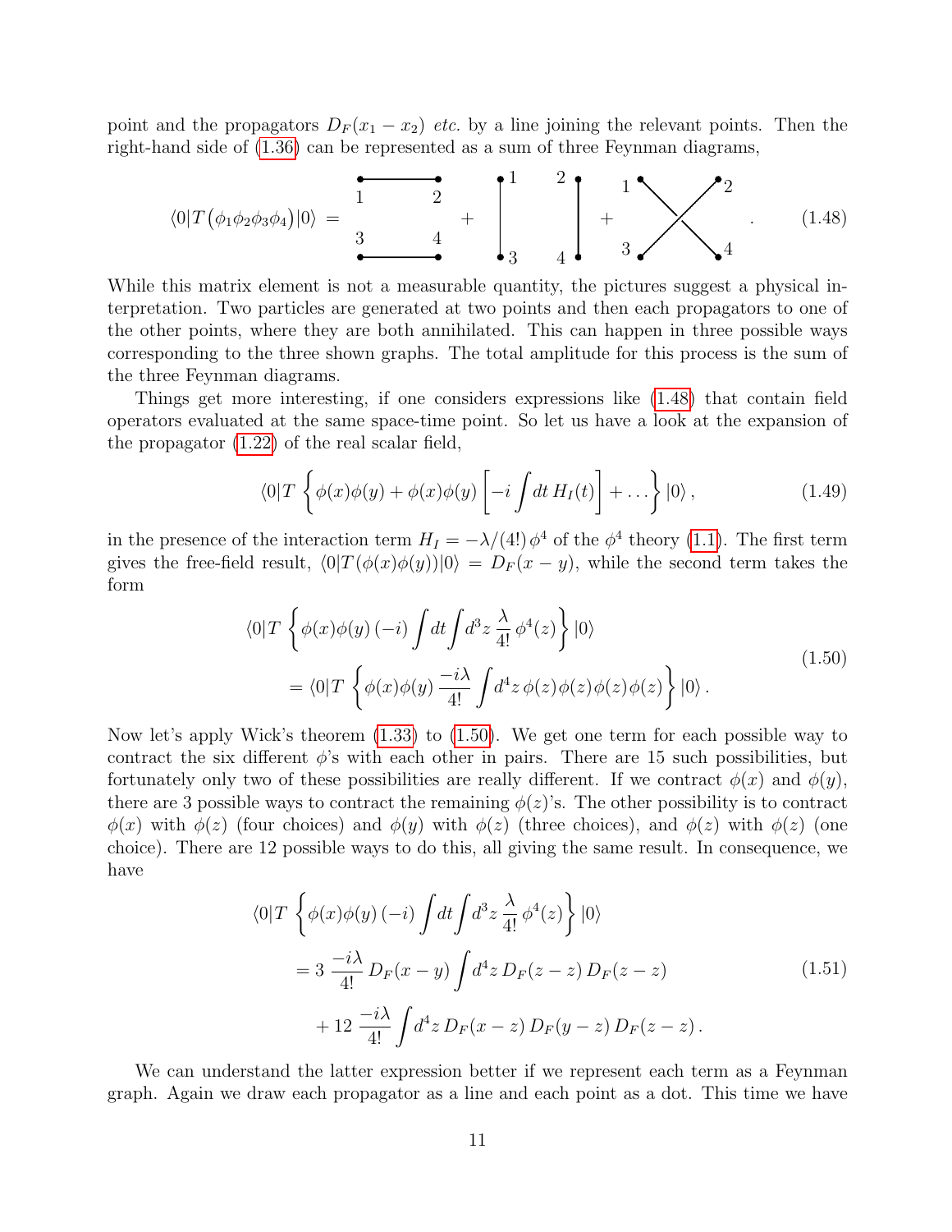point and the propagators $D_F(x_1 - x_2)$ *etc.* by a line joining the relevant points. Then the right-hand side of (1.36) can be represented as a sum of three Feynman diagrams,

$$\langle 0|T\big(\phi_1\phi_2\phi_3\phi_4\big)|0\rangle = \quad [\text{diagram: 1–2, 3–4}] \quad + \quad [\text{diagram: 1–3, 2–4}] \quad + \quad [\text{diagram: 1–4, 2–3}] \quad . \tag{1.48}$$

While this matrix element is not a measurable quantity, the pictures suggest a physical interpretation. Two particles are generated at two points and then each propagators to one of the other points, where they are both annihilated. This can happen in three possible ways corresponding to the three shown graphs. The total amplitude for this process is the sum of the three Feynman diagrams.

Things get more interesting, if one considers expressions like (1.48) that contain field operators evaluated at the same space-time point. So let us have a look at the expansion of the propagator (1.22) of the real scalar field,

$$\langle 0|T\left\{\phi(x)\phi(y) + \phi(x)\phi(y)\left[-i\int dt\, H_I(t)\right] + \ldots\right\}|0\rangle\,, \tag{1.49}$$

in the presence of the interaction term $H_I = -\lambda/(4!)\,\phi^4$ of the $\phi^4$ theory (1.1). The first term gives the free-field result, $\langle 0|T(\phi(x)\phi(y))|0\rangle = D_F(x-y)$, while the second term takes the form

$$\begin{aligned}
&\langle 0|T\left\{\phi(x)\phi(y)\,(-i)\int dt\int d^3z\,\frac{\lambda}{4!}\,\phi^4(z)\right\}|0\rangle \\
&\quad = \langle 0|T\left\{\phi(x)\phi(y)\,\frac{-i\lambda}{4!}\int d^4z\,\phi(z)\phi(z)\phi(z)\phi(z)\right\}|0\rangle\,.
\end{aligned} \tag{1.50}$$

Now let's apply Wick's theorem (1.33) to (1.50). We get one term for each possible way to contract the six different $\phi$'s with each other in pairs. There are 15 such possibilities, but fortunately only two of these possibilities are really different. If we contract $\phi(x)$ and $\phi(y)$, there are 3 possible ways to contract the remaining $\phi(z)$'s. The other possibility is to contract $\phi(x)$ with $\phi(z)$ (four choices) and $\phi(y)$ with $\phi(z)$ (three choices), and $\phi(z)$ with $\phi(z)$ (one choice). There are 12 possible ways to do this, all giving the same result. In consequence, we have

$$\begin{aligned}
&\langle 0|T\left\{\phi(x)\phi(y)\,(-i)\int dt\int d^3z\,\frac{\lambda}{4!}\,\phi^4(z)\right\}|0\rangle \\
&\quad = 3\,\frac{-i\lambda}{4!}\,D_F(x-y)\int d^4z\,D_F(z-z)\,D_F(z-z) \\
&\qquad + 12\,\frac{-i\lambda}{4!}\int d^4z\,D_F(x-z)\,D_F(y-z)\,D_F(z-z)\,.
\end{aligned} \tag{1.51}$$

We can understand the latter expression better if we represent each term as a Feynman graph. Again we draw each propagator as a line and each point as a dot. This time we have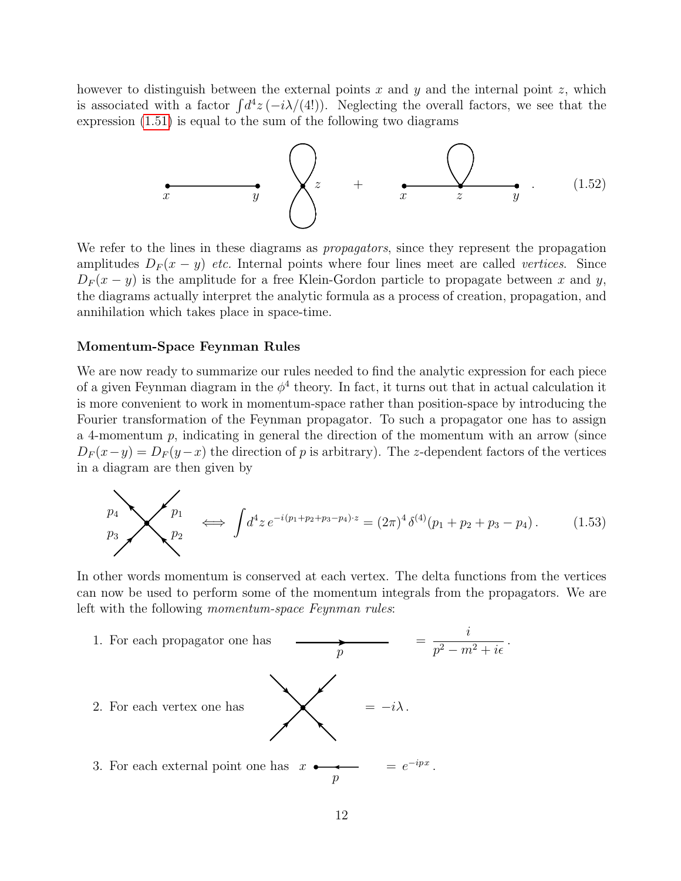however to distinguish between the external points $x$ and $y$ and the internal point $z$, which is associated with a factor $\int d^4z \, (-i\lambda/(4!))$. Neglecting the overall factors, we see that the expression (1.51) is equal to the sum of the following two diagrams

$$(1.52)$$

We refer to the lines in these diagrams as *propagators*, since they represent the propagation amplitudes $D_F(x-y)$ *etc.* Internal points where four lines meet are called *vertices*. Since $D_F(x-y)$ is the amplitude for a free Klein-Gordon particle to propagate between $x$ and $y$, the diagrams actually interpret the analytic formula as a process of creation, propagation, and annihilation which takes place in space-time.

**Momentum-Space Feynman Rules**

We are now ready to summarize our rules needed to find the analytic expression for each piece of a given Feynman diagram in the $\phi^4$ theory. In fact, it turns out that in actual calculation it is more convenient to work in momentum-space rather than position-space by introducing the Fourier transformation of the Feynman propagator. To such a propagator one has to assign a 4-momentum $p$, indicating in general the direction of the momentum with an arrow (since $D_F(x-y) = D_F(y-x)$ the direction of $p$ is arbitrary). The $z$-dependent factors of the vertices in a diagram are then given by

$$\Longleftrightarrow \quad \int d^4z \, e^{-i(p_1+p_2+p_3-p_4)\cdot z} = (2\pi)^4 \, \delta^{(4)}(p_1+p_2+p_3-p_4) \,. \tag{1.53}$$

In other words momentum is conserved at each vertex. The delta functions from the vertices can now be used to perform some of the momentum integrals from the propagators. We are left with the following *momentum-space Feynman rules*:

1. For each propagator one has $\quad = \dfrac{i}{p^2 - m^2 + i\epsilon}$.

2. For each vertex one has $\quad = -i\lambda$.

3. For each external point one has $\quad = e^{-ipx}$.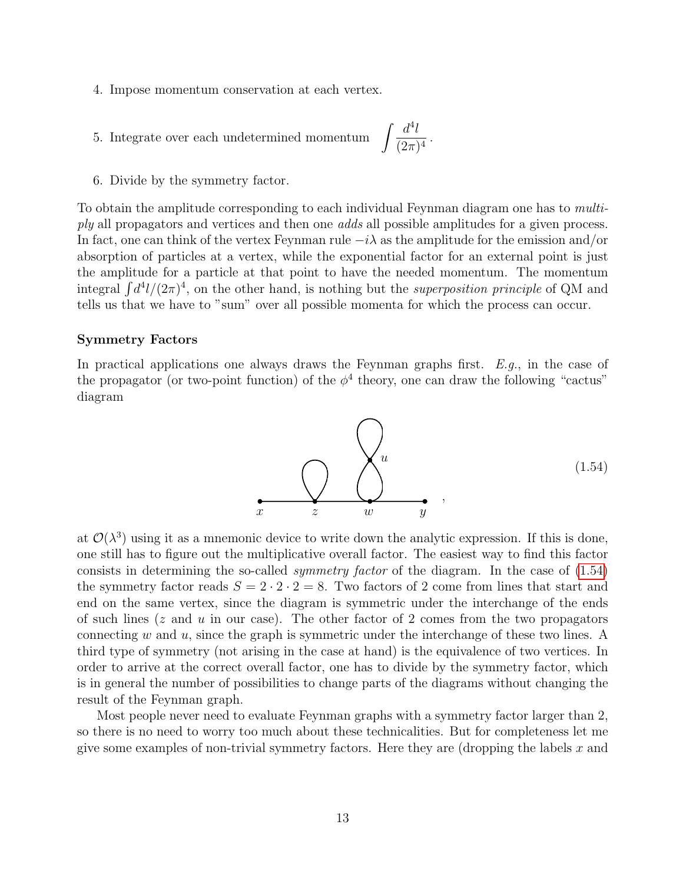4. Impose momentum conservation at each vertex.

5. Integrate over each undetermined momentum $\displaystyle\int \frac{d^4 l}{(2\pi)^4}$.

6. Divide by the symmetry factor.

To obtain the amplitude corresponding to each individual Feynman diagram one has to *multiply* all propagators and vertices and then one *adds* all possible amplitudes for a given process. In fact, one can think of the vertex Feynman rule $-i\lambda$ as the amplitude for the emission and/or absorption of particles at a vertex, while the exponential factor for an external point is just the amplitude for a particle at that point to have the needed momentum. The momentum integral $\int d^4 l/(2\pi)^4$, on the other hand, is nothing but the *superposition principle* of QM and tells us that we have to "sum" over all possible momenta for which the process can occur.

### Symmetry Factors

In practical applications one always draws the Feynman graphs first. *E.g.*, in the case of the propagator (or two-point function) of the $\phi^4$ theory, one can draw the following "cactus" diagram

(1.54)

at $\mathcal{O}(\lambda^3)$ using it as a mnemonic device to write down the analytic expression. If this is done, one still has to figure out the multiplicative overall factor. The easiest way to find this factor consists in determining the so-called *symmetry factor* of the diagram. In the case of (1.54) the symmetry factor reads $S = 2 \cdot 2 \cdot 2 = 8$. Two factors of 2 come from lines that start and end on the same vertex, since the diagram is symmetric under the interchange of the ends of such lines ($z$ and $u$ in our case). The other factor of 2 comes from the two propagators connecting $w$ and $u$, since the graph is symmetric under the interchange of these two lines. A third type of symmetry (not arising in the case at hand) is the equivalence of two vertices. In order to arrive at the correct overall factor, one has to divide by the symmetry factor, which is in general the number of possibilities to change parts of the diagrams without changing the result of the Feynman graph.

Most people never need to evaluate Feynman graphs with a symmetry factor larger than 2, so there is no need to worry too much about these technicalities. But for completeness let me give some examples of non-trivial symmetry factors. Here they are (dropping the labels $x$ and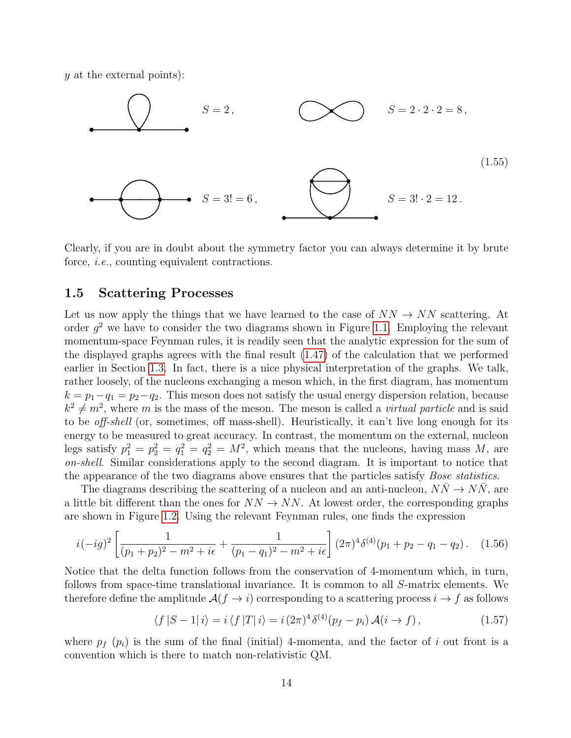$y$ at the external points):

$$S = 2\,, \qquad S = 2\cdot 2\cdot 2 = 8\,,$$

$$S = 3! = 6\,, \qquad S = 3!\cdot 2 = 12\,. \tag{1.55}$$

Clearly, if you are in doubt about the symmetry factor you can always determine it by brute force, *i.e.*, counting equivalent contractions.

## 1.5 Scattering Processes

Let us now apply the things that we have learned to the case of $NN \to NN$ scattering. At order $g^2$ we have to consider the two diagrams shown in Figure 1.1. Employing the relevant momentum-space Feynman rules, it is readily seen that the analytic expression for the sum of the displayed graphs agrees with the final result (1.47) of the calculation that we performed earlier in Section 1.3. In fact, there is a nice physical interpretation of the graphs. We talk, rather loosely, of the nucleons exchanging a meson which, in the first diagram, has momentum $k = p_1 - q_1 = p_2 - q_2$. This meson does not satisfy the usual energy dispersion relation, because $k^2 \neq m^2$, where $m$ is the mass of the meson. The meson is called a *virtual particle* and is said to be *off-shell* (or, sometimes, off mass-shell). Heuristically, it can't live long enough for its energy to be measured to great accuracy. In contrast, the momentum on the external, nucleon legs satisfy $p_1^2 = p_2^2 = q_1^2 = q_2^2 = M^2$, which means that the nucleons, having mass $M$, are *on-shell*. Similar considerations apply to the second diagram. It is important to notice that the appearance of the two diagrams above ensures that the particles satisfy *Bose statistics*.

The diagrams describing the scattering of a nucleon and an anti-nucleon, $N\bar{N} \to N\bar{N}$, are a little bit different than the ones for $NN \to NN$. At lowest order, the corresponding graphs are shown in Figure 1.2. Using the relevant Feynman rules, one finds the expression

$$i(-ig)^2 \left[ \frac{1}{(p_1 + p_2)^2 - m^2 + i\epsilon} + \frac{1}{(p_1 - q_1)^2 - m^2 + i\epsilon} \right] (2\pi)^4 \delta^{(4)}(p_1 + p_2 - q_1 - q_2)\,. \tag{1.56}$$

Notice that the delta function follows from the conservation of 4-momentum which, in turn, follows from space-time translational invariance. It is common to all $S$-matrix elements. We therefore define the amplitude $\mathcal{A}(f \to i)$ corresponding to a scattering process $i \to f$ as follows

$$\langle f\,|S - 1|\,i\rangle = i\,\langle f\,|T|\,i\rangle = i\,(2\pi)^4\,\delta^{(4)}(p_f - p_i)\,\mathcal{A}(i \to f)\,, \tag{1.57}$$

where $p_f$ ($p_i$) is the sum of the final (initial) 4-momenta, and the factor of $i$ out front is a convention which is there to match non-relativistic QM.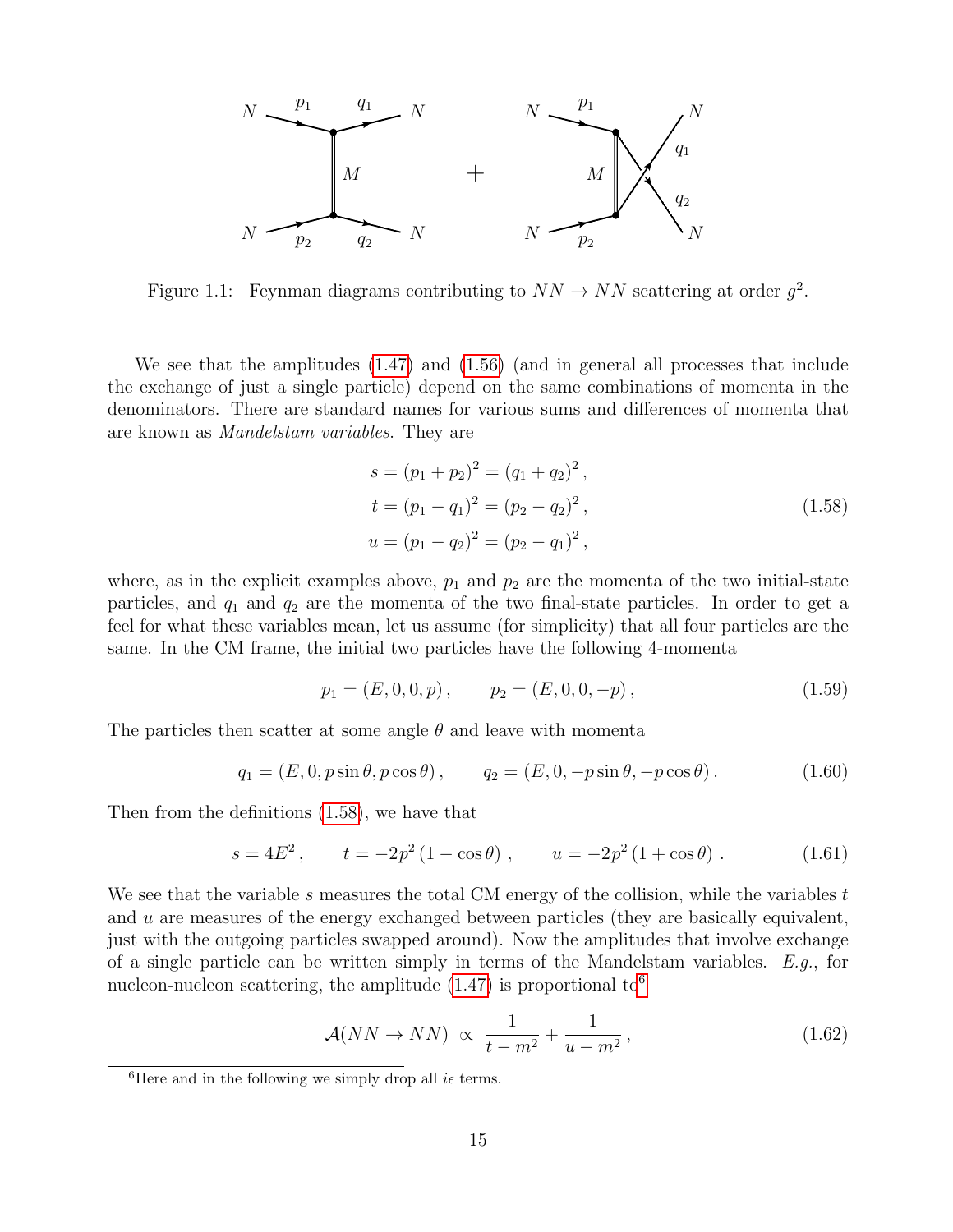Figure 1.1: Feynman diagrams contributing to $NN \to NN$ scattering at order $g^2$.

We see that the amplitudes (1.47) and (1.56) (and in general all processes that include the exchange of just a single particle) depend on the same combinations of momenta in the denominators. There are standard names for various sums and differences of momenta that are known as *Mandelstam variables*. They are

$$
\begin{aligned}
s &= (p_1 + p_2)^2 = (q_1 + q_2)^2 \,, \\
t &= (p_1 - q_1)^2 = (p_2 - q_2)^2 \,, \\
u &= (p_1 - q_2)^2 = (p_2 - q_1)^2 \,,
\end{aligned}
\tag{1.58}
$$

where, as in the explicit examples above, $p_1$ and $p_2$ are the momenta of the two initial-state particles, and $q_1$ and $q_2$ are the momenta of the two final-state particles. In order to get a feel for what these variables mean, let us assume (for simplicity) that all four particles are the same. In the CM frame, the initial two particles have the following 4-momenta

$$
p_1 = (E, 0, 0, p) \,, \qquad p_2 = (E, 0, 0, -p) \,, \tag{1.59}
$$

The particles then scatter at some angle $\theta$ and leave with momenta

$$
q_1 = (E, 0, p\sin\theta, p\cos\theta) \,, \qquad q_2 = (E, 0, -p\sin\theta, -p\cos\theta) \,. \tag{1.60}
$$

Then from the definitions (1.58), we have that

$$
s = 4E^2 \,, \qquad t = -2p^2 \left(1 - \cos\theta\right) \,, \qquad u = -2p^2 \left(1 + \cos\theta\right) \,. \tag{1.61}
$$

We see that the variable $s$ measures the total CM energy of the collision, while the variables $t$ and $u$ are measures of the energy exchanged between particles (they are basically equivalent, just with the outgoing particles swapped around). Now the amplitudes that involve exchange of a single particle can be written simply in terms of the Mandelstam variables. *E.g.*, for nucleon-nucleon scattering, the amplitude (1.47) is proportional to[6]

$$
\mathcal{A}(NN \to NN) \;\propto\; \frac{1}{t - m^2} + \frac{1}{u - m^2} \,, \tag{1.62}
$$

[6] Here and in the following we simply drop all $i\epsilon$ terms.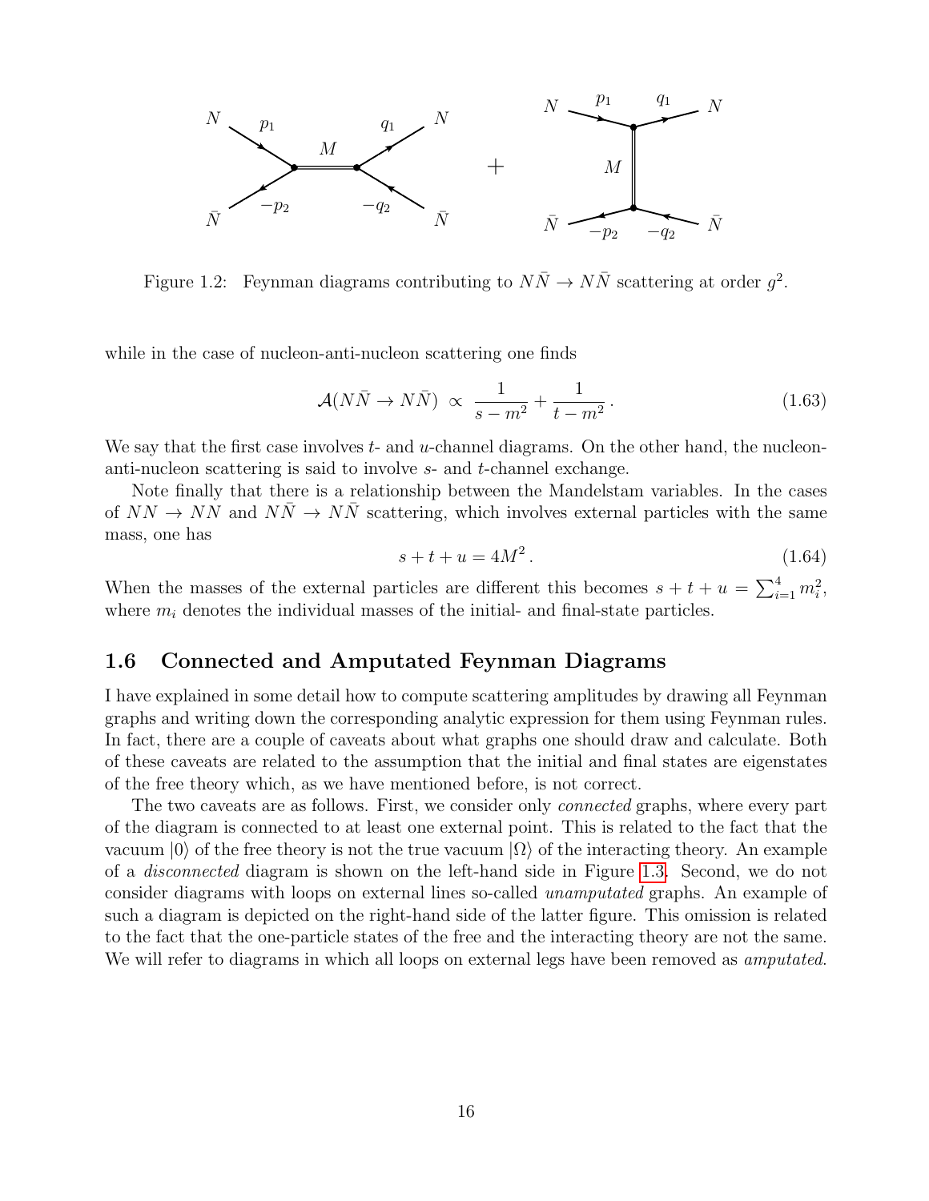Figure 1.2: Feynman diagrams contributing to $N\bar{N} \to N\bar{N}$ scattering at order $g^2$.

while in the case of nucleon-anti-nucleon scattering one finds

$$\mathcal{A}(N\bar{N} \to N\bar{N}) \propto \frac{1}{s - m^2} + \frac{1}{t - m^2} \,. \tag{1.63}$$

We say that the first case involves $t$- and $u$-channel diagrams. On the other hand, the nucleon-anti-nucleon scattering is said to involve $s$- and $t$-channel exchange.

Note finally that there is a relationship between the Mandelstam variables. In the cases of $NN \to NN$ and $N\bar{N} \to N\bar{N}$ scattering, which involves external particles with the same mass, one has

$$s + t + u = 4M^2 \,. \tag{1.64}$$

When the masses of the external particles are different this becomes $s + t + u = \sum_{i=1}^{4} m_i^2$, where $m_i$ denotes the individual masses of the initial- and final-state particles.

## 1.6 Connected and Amputated Feynman Diagrams

I have explained in some detail how to compute scattering amplitudes by drawing all Feynman graphs and writing down the corresponding analytic expression for them using Feynman rules. In fact, there are a couple of caveats about what graphs one should draw and calculate. Both of these caveats are related to the assumption that the initial and final states are eigenstates of the free theory which, as we have mentioned before, is not correct.

The two caveats are as follows. First, we consider only *connected* graphs, where every part of the diagram is connected to at least one external point. This is related to the fact that the vacuum $|0\rangle$ of the free theory is not the true vacuum $|\Omega\rangle$ of the interacting theory. An example of a *disconnected* diagram is shown on the left-hand side in Figure 1.3. Second, we do not consider diagrams with loops on external lines so-called *unamputated* graphs. An example of such a diagram is depicted on the right-hand side of the latter figure. This omission is related to the fact that the one-particle states of the free and the interacting theory are not the same. We will refer to diagrams in which all loops on external legs have been removed as *amputated*.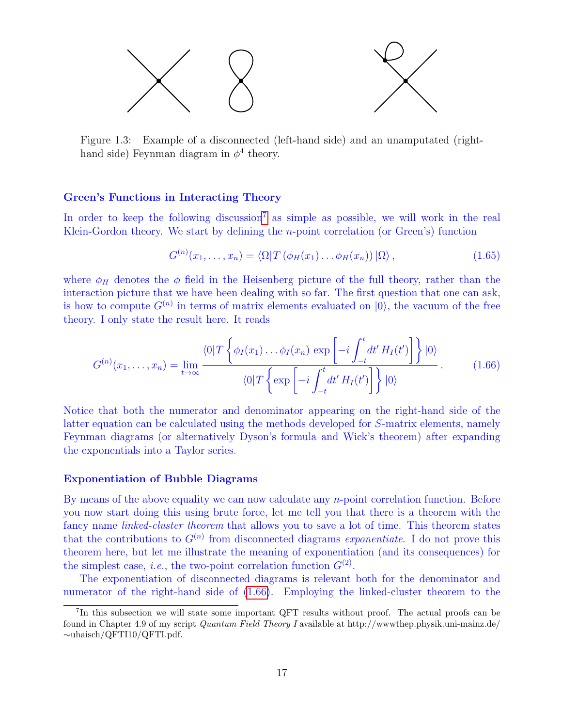Figure 1.3: Example of a disconnected (left-hand side) and an unamputated (right-hand side) Feynman diagram in $\phi^4$ theory.

### Green's Functions in Interacting Theory

In order to keep the following discussion[7] as simple as possible, we will work in the real Klein-Gordon theory. We start by defining the $n$-point correlation (or Green's) function

$$G^{(n)}(x_1, \dots, x_n) = \langle \Omega | T \left( \phi_H(x_1) \dots \phi_H(x_n) \right) | \Omega \rangle \,, \tag{1.65}$$

where $\phi_H$ denotes the $\phi$ field in the Heisenberg picture of the full theory, rather than the interaction picture that we have been dealing with so far. The first question that one can ask, is how to compute $G^{(n)}$ in terms of matrix elements evaluated on $|0\rangle$, the vacuum of the free theory. I only state the result here. It reads

$$G^{(n)}(x_1, \dots, x_n) = \lim_{t \to \infty} \frac{\langle 0 | T \left\{ \phi_I(x_1) \dots \phi_I(x_n) \, \exp \left[ -i \int_{-t}^{t} dt' \, H_I(t') \right] \right\} | 0 \rangle}{\langle 0 | T \left\{ \exp \left[ -i \int_{-t}^{t} dt' \, H_I(t') \right] \right\} | 0 \rangle} \,. \tag{1.66}$$

Notice that both the numerator and denominator appearing on the right-hand side of the latter equation can be calculated using the methods developed for $S$-matrix elements, namely Feynman diagrams (or alternatively Dyson's formula and Wick's theorem) after expanding the exponentials into a Taylor series.

### Exponentiation of Bubble Diagrams

By means of the above equality we can now calculate any $n$-point correlation function. Before you now start doing this using brute force, let me tell you that there is a theorem with the fancy name *linked-cluster theorem* that allows you to save a lot of time. This theorem states that the contributions to $G^{(n)}$ from disconnected diagrams *exponentiate*. I do not prove this theorem here, but let me illustrate the meaning of exponentiation (and its consequences) for the simplest case, *i.e.*, the two-point correlation function $G^{(2)}$.

The exponentiation of disconnected diagrams is relevant both for the denominator and numerator of the right-hand side of (1.66). Employing the linked-cluster theorem to the

---

[7] In this subsection we will state some important QFT results without proof. The actual proofs can be found in Chapter 4.9 of my script *Quantum Field Theory I* available at http://wwwthep.physik.uni-mainz.de/~uhaisch/QFTI10/QFTI.pdf.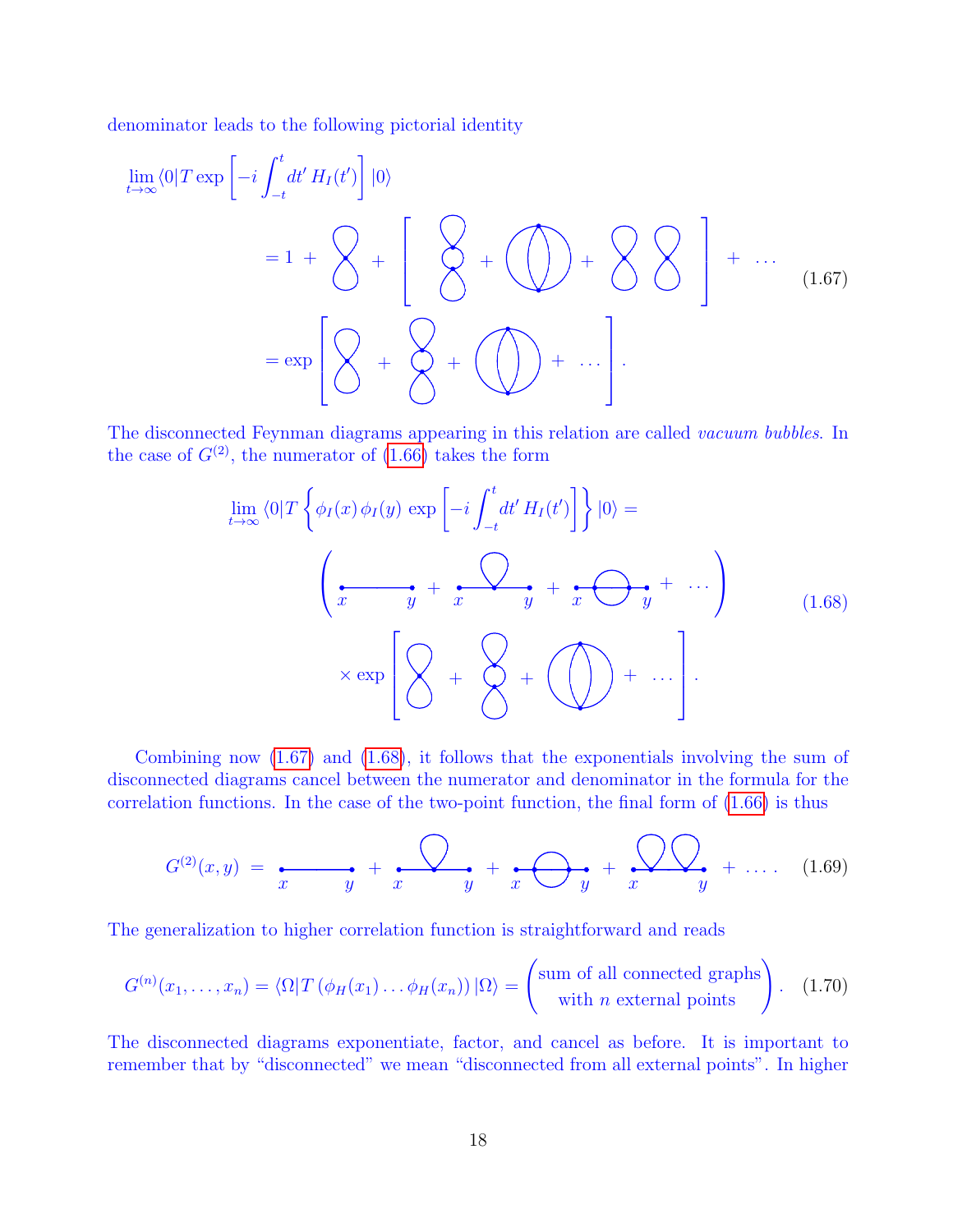denominator leads to the following pictorial identity

$$\lim_{t\to\infty} \langle 0| T \exp\left[-i\int_{-t}^{t} dt'\, H_I(t')\right] |0\rangle$$

$$= 1 + \ldots \tag{1.67}$$

$$= \exp\left[ \ldots \right].$$

The disconnected Feynman diagrams appearing in this relation are called *vacuum bubbles*. In the case of $G^{(2)}$, the numerator of (1.66) takes the form

$$\lim_{t\to\infty} \langle 0| T \left\{ \phi_I(x)\,\phi_I(y)\, \exp\left[-i\int_{-t}^{t} dt'\, H_I(t')\right]\right\} |0\rangle = \tag{1.68}$$

$$\left( \ldots \right) \times \exp\left[ \ldots \right].$$

Combining now (1.67) and (1.68), it follows that the exponentials involving the sum of disconnected diagrams cancel between the numerator and denominator in the formula for the correlation functions. In the case of the two-point function, the final form of (1.66) is thus

$$G^{(2)}(x,y) = \ldots \tag{1.69}$$

The generalization to higher correlation function is straightforward and reads

$$G^{(n)}(x_1,\ldots,x_n) = \langle \Omega | T\left(\phi_H(x_1)\ldots\phi_H(x_n)\right)|\Omega\rangle = \begin{pmatrix} \text{sum of all connected graphs} \\ \text{with } n \text{ external points} \end{pmatrix}. \tag{1.70}$$

The disconnected diagrams exponentiate, factor, and cancel as before. It is important to remember that by "disconnected" we mean "disconnected from all external points". In higher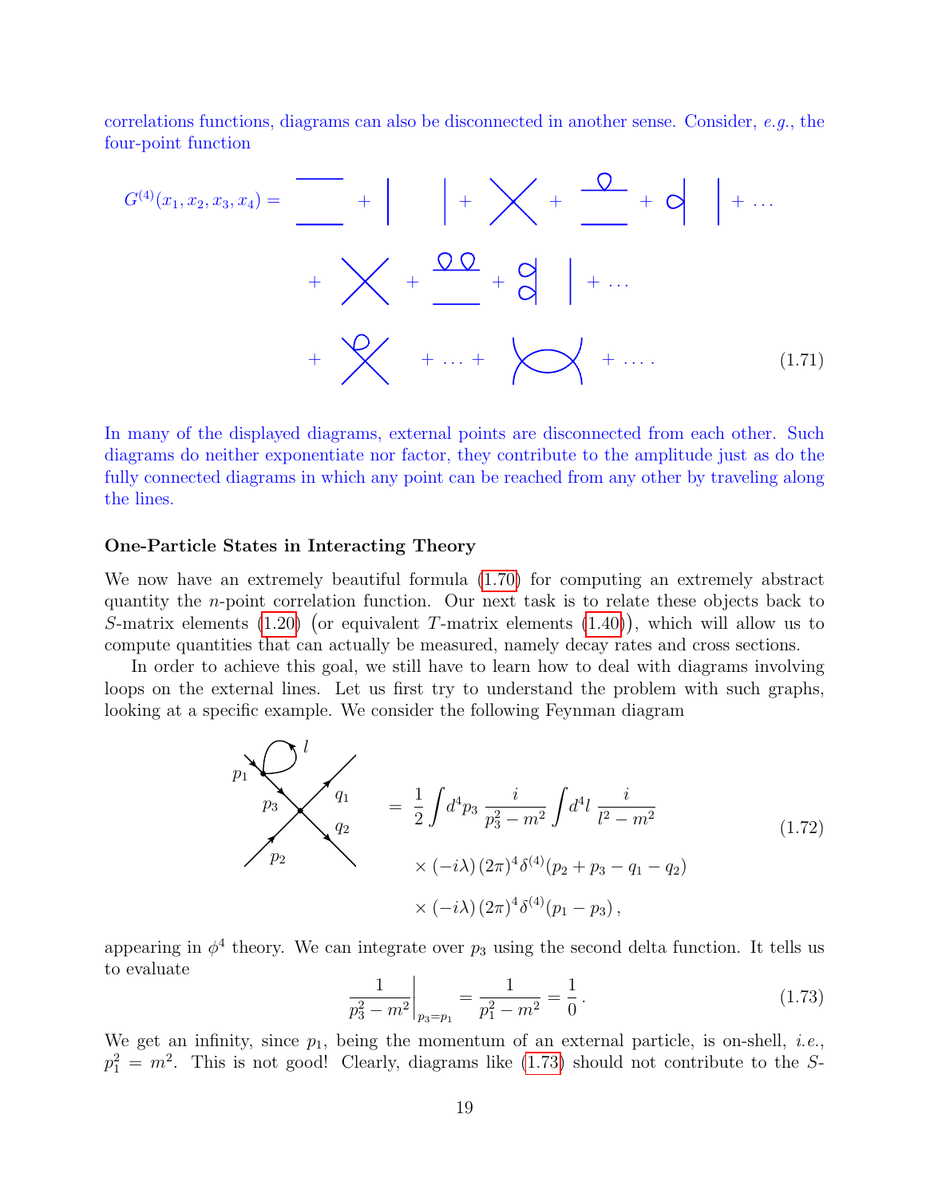correlations functions, diagrams can also be disconnected in another sense. Consider, *e.g.*, the four-point function

$$G^{(4)}(x_1, x_2, x_3, x_4) = \ldots \tag{1.71}$$

In many of the displayed diagrams, external points are disconnected from each other. Such diagrams do neither exponentiate nor factor, they contribute to the amplitude just as do the fully connected diagrams in which any point can be reached from any other by traveling along the lines.

### One-Particle States in Interacting Theory

We now have an extremely beautiful formula (1.70) for computing an extremely abstract quantity the $n$-point correlation function. Our next task is to relate these objects back to $S$-matrix elements (1.20) (or equivalent $T$-matrix elements (1.40)), which will allow us to compute quantities that can actually be measured, namely decay rates and cross sections.

In order to achieve this goal, we still have to learn how to deal with diagrams involving loops on the external lines. Let us first try to understand the problem with such graphs, looking at a specific example. We consider the following Feynman diagram

$$= \frac{1}{2}\int d^4p_3\, \frac{i}{p_3^2 - m^2}\int d^4l\, \frac{i}{l^2 - m^2} \times (-i\lambda)\,(2\pi)^4\delta^{(4)}(p_2 + p_3 - q_1 - q_2) \times (-i\lambda)\,(2\pi)^4\delta^{(4)}(p_1 - p_3)\,, \tag{1.72}$$

appearing in $\phi^4$ theory. We can integrate over $p_3$ using the second delta function. It tells us to evaluate

$$\left.\frac{1}{p_3^2 - m^2}\right|_{p_3=p_1} = \frac{1}{p_1^2 - m^2} = \frac{1}{0}\,. \tag{1.73}$$

We get an infinity, since $p_1$, being the momentum of an external particle, is on-shell, *i.e.*, $p_1^2 = m^2$. This is not good! Clearly, diagrams like (1.73) should not contribute to the $S$-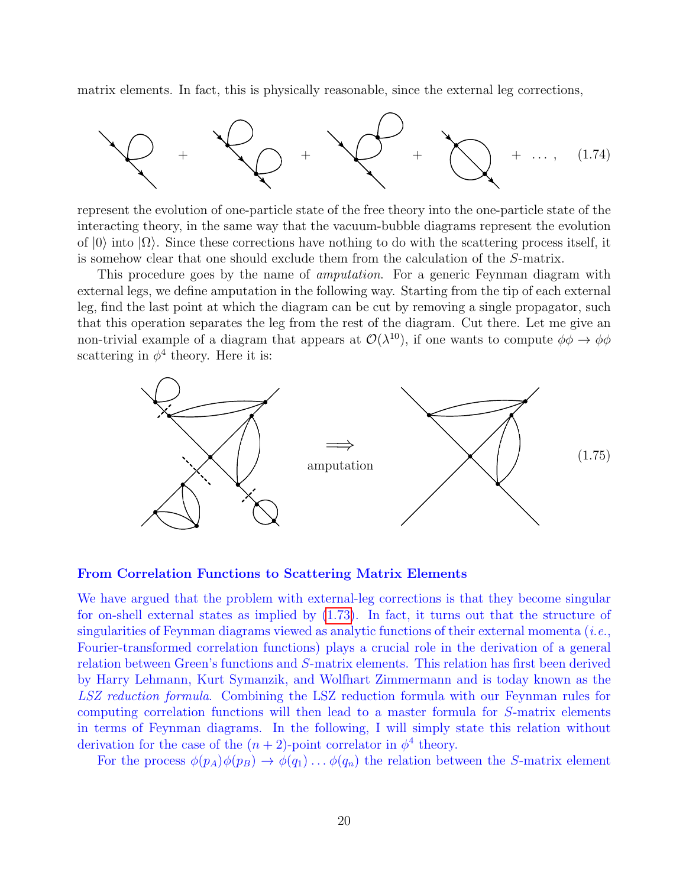matrix elements. In fact, this is physically reasonable, since the external leg corrections,

$$+ \quad + \quad + \quad + \ \ldots, \tag{1.74}$$

represent the evolution of one-particle state of the free theory into the one-particle state of the interacting theory, in the same way that the vacuum-bubble diagrams represent the evolution of $|0\rangle$ into $|\Omega\rangle$. Since these corrections have nothing to do with the scattering process itself, it is somehow clear that one should exclude them from the calculation of the $S$-matrix.

This procedure goes by the name of *amputation*. For a generic Feynman diagram with external legs, we define amputation in the following way. Starting from the tip of each external leg, find the last point at which the diagram can be cut by removing a single propagator, such that this operation separates the leg from the rest of the diagram. Cut there. Let me give an non-trivial example of a diagram that appears at $\mathcal{O}(\lambda^{10})$, if one wants to compute $\phi\phi \to \phi\phi$ scattering in $\phi^4$ theory. Here it is:

$$\overset{\Longrightarrow}{\text{amputation}} \tag{1.75}$$

## From Correlation Functions to Scattering Matrix Elements

We have argued that the problem with external-leg corrections is that they become singular for on-shell external states as implied by (1.73). In fact, it turns out that the structure of singularities of Feynman diagrams viewed as analytic functions of their external momenta (*i.e.*, Fourier-transformed correlation functions) plays a crucial role in the derivation of a general relation between Green's functions and $S$-matrix elements. This relation has first been derived by Harry Lehmann, Kurt Symanzik, and Wolfhart Zimmermann and is today known as the *LSZ reduction formula*. Combining the LSZ reduction formula with our Feynman rules for computing correlation functions will then lead to a master formula for $S$-matrix elements in terms of Feynman diagrams. In the following, I will simply state this relation without derivation for the case of the $(n+2)$-point correlator in $\phi^4$ theory.

For the process $\phi(p_A)\phi(p_B) \to \phi(q_1)\ldots\phi(q_n)$ the relation between the $S$-matrix element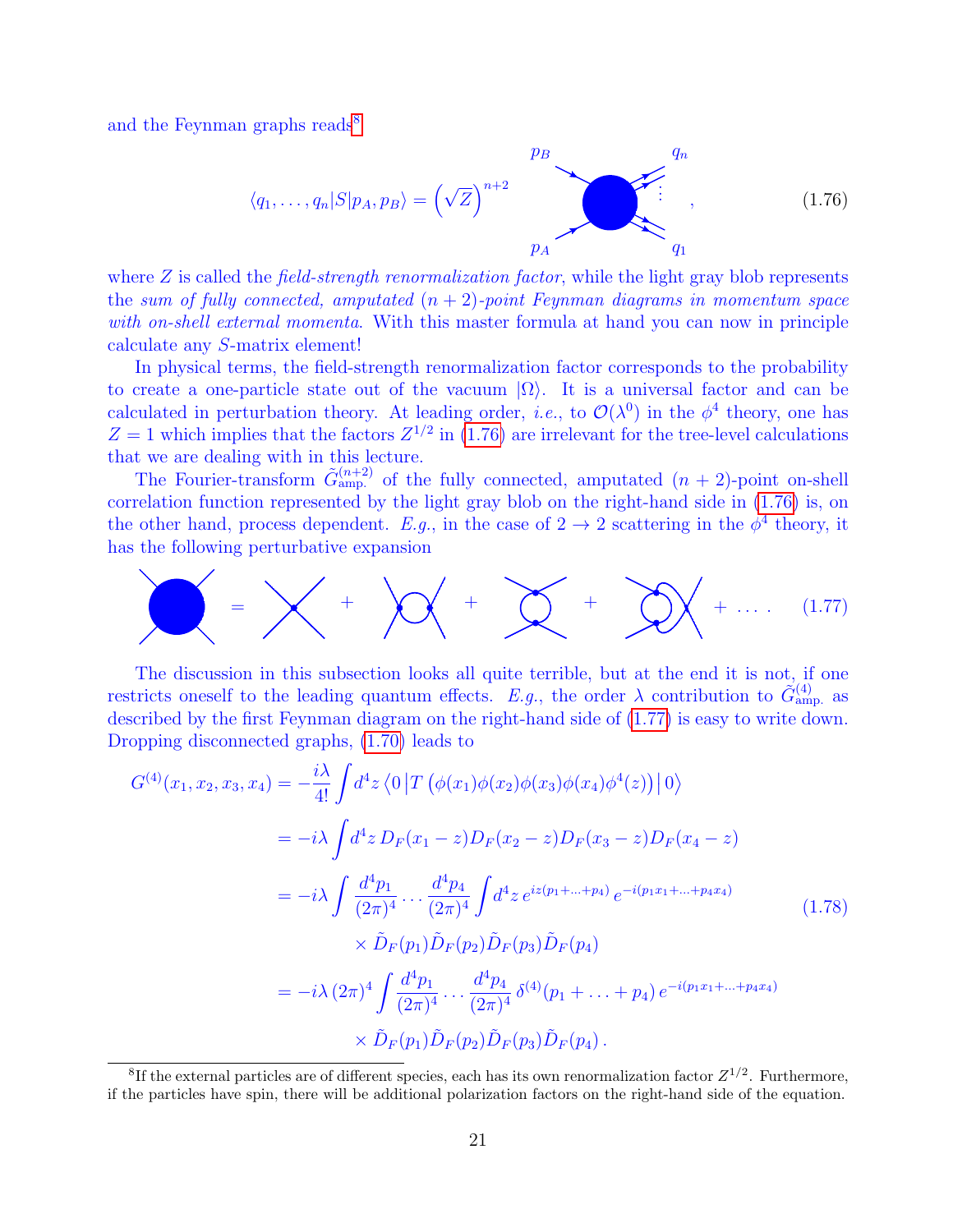and the Feynman graphs reads[8]

$$\langle q_1, \ldots, q_n | S | p_A, p_B \rangle = \left(\sqrt{Z}\right)^{n+2} \quad [\text{blob with } p_A, p_B \text{ incoming and } q_1, \ldots, q_n \text{ outgoing}] \,, \tag{1.76}$$

where $Z$ is called the *field-strength renormalization factor*, while the light gray blob represents the *sum of fully connected, amputated $(n+2)$-point Feynman diagrams in momentum space with on-shell external momenta*. With this master formula at hand you can now in principle calculate any $S$-matrix element!

In physical terms, the field-strength renormalization factor corresponds to the probability to create a one-particle state out of the vacuum $|\Omega\rangle$. It is a universal factor and can be calculated in perturbation theory. At leading order, *i.e.*, to $\mathcal{O}(\lambda^0)$ in the $\phi^4$ theory, one has $Z = 1$ which implies that the factors $Z^{1/2}$ in (1.76) are irrelevant for the tree-level calculations that we are dealing with in this lecture.

The Fourier-transform $\tilde{G}^{(n+2)}_{\text{amp.}}$ of the fully connected, amputated $(n+2)$-point on-shell correlation function represented by the light gray blob on the right-hand side in (1.76) is, on the other hand, process dependent. *E.g.*, in the case of $2 \to 2$ scattering in the $\phi^4$ theory, it has the following perturbative expansion

$$[\text{blob}] = [\text{X vertex}] + [\text{one-loop } s\text{-channel}] + [\text{one-loop } t\text{-channel}] + [\text{one-loop } u\text{-channel}] + \ldots \,. \tag{1.77}$$

The discussion in this subsection looks all quite terrible, but at the end it is not, if one restricts oneself to the leading quantum effects. *E.g.*, the order $\lambda$ contribution to $\tilde{G}^{(4)}_{\text{amp.}}$ as described by the first Feynman diagram on the right-hand side of (1.77) is easy to write down. Dropping disconnected graphs, (1.70) leads to

$$\begin{aligned}
G^{(4)}(x_1, x_2, x_3, x_4) &= -\frac{i\lambda}{4!} \int d^4z \left\langle 0 \middle| T\left(\phi(x_1)\phi(x_2)\phi(x_3)\phi(x_4)\phi^4(z)\right) \middle| 0 \right\rangle \\
&= -i\lambda \int d^4z\, D_F(x_1 - z) D_F(x_2 - z) D_F(x_3 - z) D_F(x_4 - z) \\
&= -i\lambda \int \frac{d^4p_1}{(2\pi)^4} \cdots \frac{d^4p_4}{(2\pi)^4} \int d^4z\, e^{iz(p_1 + \ldots + p_4)}\, e^{-i(p_1x_1 + \ldots + p_4x_4)} \\
&\qquad \times \tilde{D}_F(p_1)\tilde{D}_F(p_2)\tilde{D}_F(p_3)\tilde{D}_F(p_4) \\
&= -i\lambda\, (2\pi)^4 \int \frac{d^4p_1}{(2\pi)^4} \cdots \frac{d^4p_4}{(2\pi)^4}\, \delta^{(4)}(p_1 + \ldots + p_4)\, e^{-i(p_1x_1 + \ldots + p_4x_4)} \\
&\qquad \times \tilde{D}_F(p_1)\tilde{D}_F(p_2)\tilde{D}_F(p_3)\tilde{D}_F(p_4)\,.
\end{aligned} \tag{1.78}$$

[8] If the external particles are of different species, each has its own renormalization factor $Z^{1/2}$. Furthermore, if the particles have spin, there will be additional polarization factors on the right-hand side of the equation.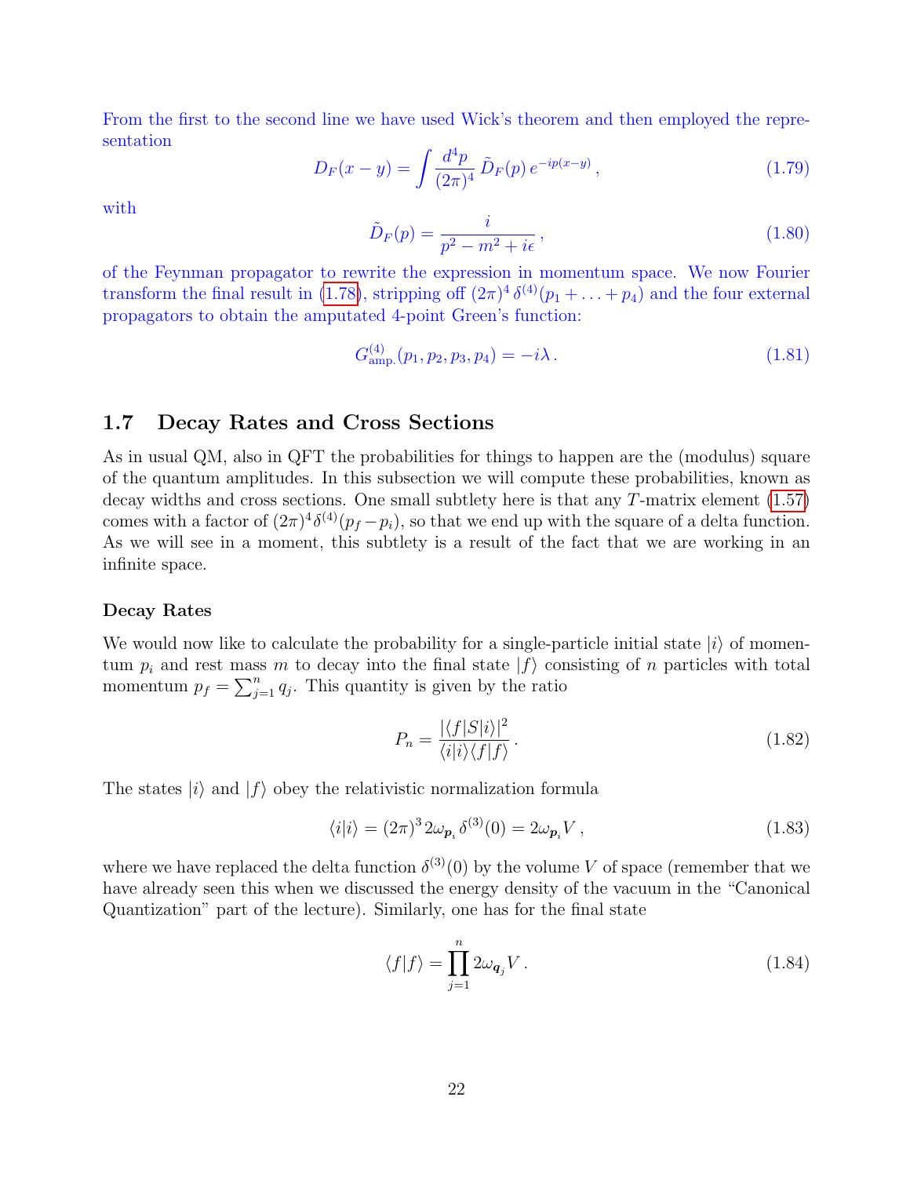From the first to the second line we have used Wick's theorem and then employed the representation

$$D_F(x-y) = \int \frac{d^4p}{(2\pi)^4}\, \tilde{D}_F(p)\, e^{-ip(x-y)}\,, \tag{1.79}$$

with

$$\tilde{D}_F(p) = \frac{i}{p^2 - m^2 + i\epsilon}\,, \tag{1.80}$$

of the Feynman propagator to rewrite the expression in momentum space. We now Fourier transform the final result in (1.78), stripping off $(2\pi)^4\,\delta^{(4)}(p_1 + \ldots + p_4)$ and the four external propagators to obtain the amputated 4-point Green's function:

$$G^{(4)}_{\text{amp.}}(p_1, p_2, p_3, p_4) = -i\lambda\,. \tag{1.81}$$

## 1.7 Decay Rates and Cross Sections

As in usual QM, also in QFT the probabilities for things to happen are the (modulus) square of the quantum amplitudes. In this subsection we will compute these probabilities, known as decay widths and cross sections. One small subtlety here is that any $T$-matrix element (1.57) comes with a factor of $(2\pi)^4\delta^{(4)}(p_f - p_i)$, so that we end up with the square of a delta function. As we will see in a moment, this subtlety is a result of the fact that we are working in an infinite space.

### Decay Rates

We would now like to calculate the probability for a single-particle initial state $|i\rangle$ of momentum $p_i$ and rest mass $m$ to decay into the final state $|f\rangle$ consisting of $n$ particles with total momentum $p_f = \sum_{j=1}^n q_j$. This quantity is given by the ratio

$$P_n = \frac{|\langle f|S|i\rangle|^2}{\langle i|i\rangle\langle f|f\rangle}\,. \tag{1.82}$$

The states $|i\rangle$ and $|f\rangle$ obey the relativistic normalization formula

$$\langle i|i\rangle = (2\pi)^3\, 2\omega_{\boldsymbol{p}_i}\, \delta^{(3)}(0) = 2\omega_{\boldsymbol{p}_i} V\,, \tag{1.83}$$

where we have replaced the delta function $\delta^{(3)}(0)$ by the volume $V$ of space (remember that we have already seen this when we discussed the energy density of the vacuum in the "Canonical Quantization" part of the lecture). Similarly, one has for the final state

$$\langle f|f\rangle = \prod_{j=1}^n 2\omega_{\boldsymbol{q}_j} V\,. \tag{1.84}$$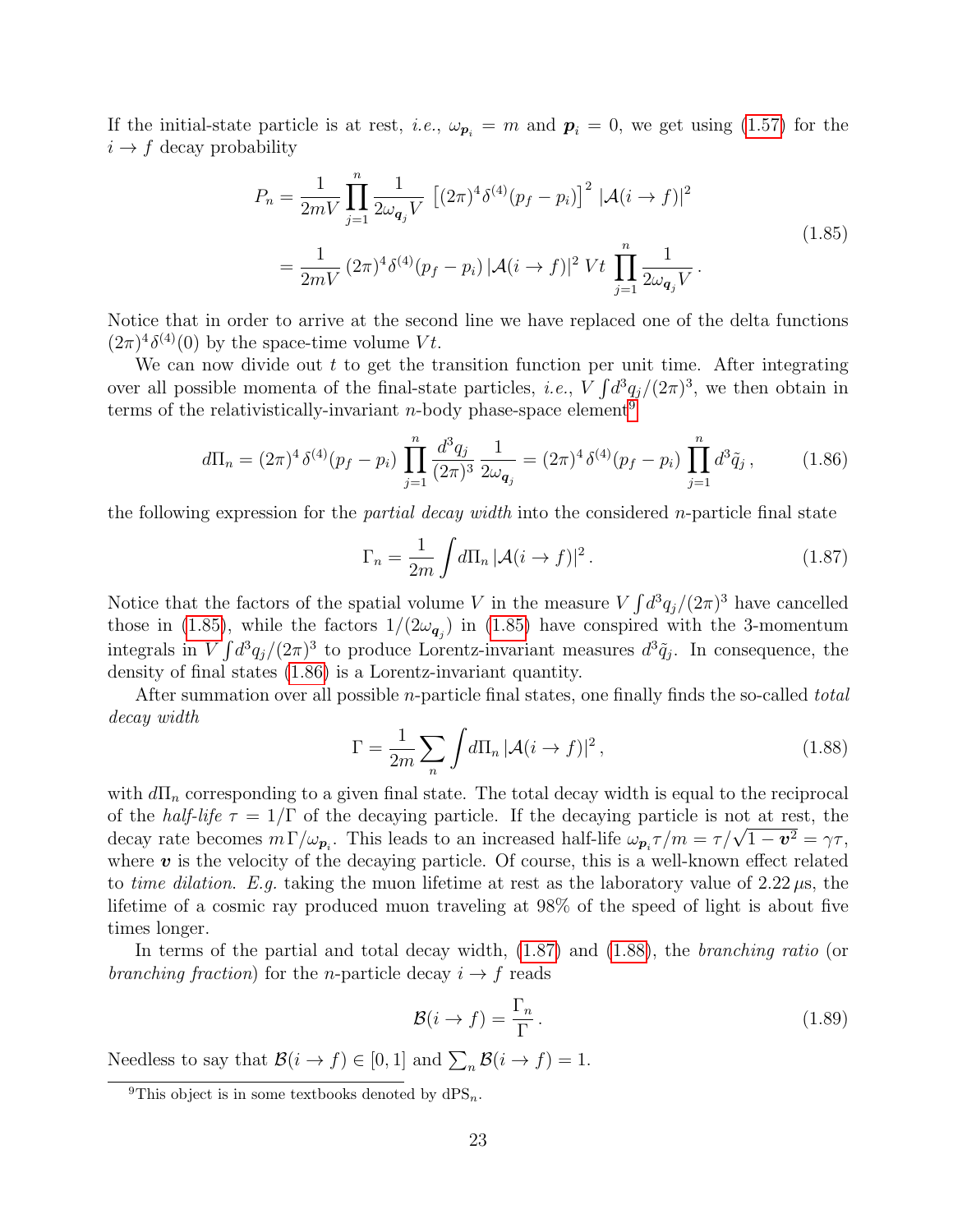If the initial-state particle is at rest, *i.e.*, $\omega_{\boldsymbol{p}_i} = m$ and $\boldsymbol{p}_i = 0$, we get using (1.57) for the $i \to f$ decay probability

$$
\begin{aligned}
P_n &= \frac{1}{2mV} \prod_{j=1}^{n} \frac{1}{2\omega_{\boldsymbol{q}_j} V} \left[ (2\pi)^4 \delta^{(4)}(p_f - p_i) \right]^2 |\mathcal{A}(i \to f)|^2 \\
&= \frac{1}{2mV} (2\pi)^4 \delta^{(4)}(p_f - p_i) \, |\mathcal{A}(i \to f)|^2 \, Vt \prod_{j=1}^{n} \frac{1}{2\omega_{\boldsymbol{q}_j} V} \, .
\end{aligned}
\tag{1.85}
$$

Notice that in order to arrive at the second line we have replaced one of the delta functions $(2\pi)^4 \delta^{(4)}(0)$ by the space-time volume $Vt$.

We can now divide out $t$ to get the transition function per unit time. After integrating over all possible momenta of the final-state particles, *i.e.*, $V \int d^3 q_j / (2\pi)^3$, we then obtain in terms of the relativistically-invariant $n$-body phase-space element[9]

$$
d\Pi_n = (2\pi)^4 \, \delta^{(4)}(p_f - p_i) \prod_{j=1}^{n} \frac{d^3 q_j}{(2\pi)^3} \frac{1}{2\omega_{\boldsymbol{q}_j}} = (2\pi)^4 \, \delta^{(4)}(p_f - p_i) \prod_{j=1}^{n} d^3 \tilde{q}_j \, ,
\tag{1.86}
$$

the following expression for the *partial decay width* into the considered $n$-particle final state

$$
\Gamma_n = \frac{1}{2m} \int d\Pi_n \, |\mathcal{A}(i \to f)|^2 \, .
\tag{1.87}
$$

Notice that the factors of the spatial volume $V$ in the measure $V \int d^3 q_j / (2\pi)^3$ have cancelled those in (1.85), while the factors $1/(2\omega_{\boldsymbol{q}_j})$ in (1.85) have conspired with the 3-momentum integrals in $V \int d^3 q_j / (2\pi)^3$ to produce Lorentz-invariant measures $d^3 \tilde{q}_j$. In consequence, the density of final states (1.86) is a Lorentz-invariant quantity.

After summation over all possible $n$-particle final states, one finally finds the so-called *total decay width*

$$
\Gamma = \frac{1}{2m} \sum_n \int d\Pi_n \, |\mathcal{A}(i \to f)|^2 \, ,
\tag{1.88}
$$

with $d\Pi_n$ corresponding to a given final state. The total decay width is equal to the reciprocal of the *half-life* $\tau = 1/\Gamma$ of the decaying particle. If the decaying particle is not at rest, the decay rate becomes $m \, \Gamma / \omega_{\boldsymbol{p}_i}$. This leads to an increased half-life $\omega_{\boldsymbol{p}_i} \tau / m = \tau / \sqrt{1 - \boldsymbol{v}^2} = \gamma \tau$, where $\boldsymbol{v}$ is the velocity of the decaying particle. Of course, this is a well-known effect related to *time dilation*. *E.g.* taking the muon lifetime at rest as the laboratory value of $2.22 \, \mu$s, the lifetime of a cosmic ray produced muon traveling at 98% of the speed of light is about five times longer.

In terms of the partial and total decay width, (1.87) and (1.88), the *branching ratio* (or *branching fraction*) for the $n$-particle decay $i \to f$ reads

$$
\mathcal{B}(i \to f) = \frac{\Gamma_n}{\Gamma} \, .
\tag{1.89}
$$

Needless to say that $\mathcal{B}(i \to f) \in [0, 1]$ and $\sum_n \mathcal{B}(i \to f) = 1$.

---

[9] This object is in some textbooks denoted by $\mathrm{dPS}_n$.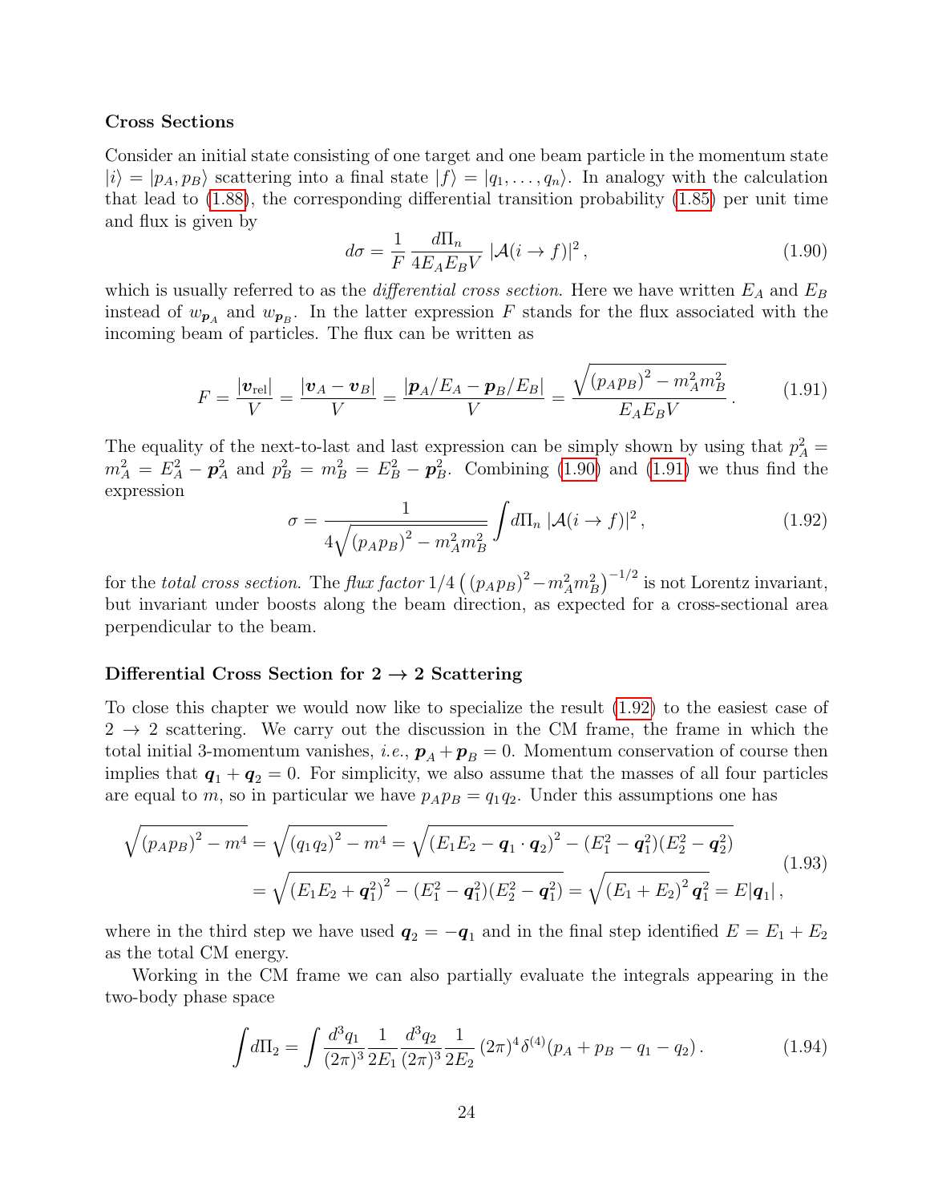### Cross Sections

Consider an initial state consisting of one target and one beam particle in the momentum state $|i\rangle = |p_A, p_B\rangle$ scattering into a final state $|f\rangle = |q_1, \ldots, q_n\rangle$. In analogy with the calculation that lead to (1.88), the corresponding differential transition probability (1.85) per unit time and flux is given by

$$d\sigma = \frac{1}{F} \frac{d\Pi_n}{4E_A E_B V} \, |\mathcal{A}(i \to f)|^2 \,, \tag{1.90}$$

which is usually referred to as the *differential cross section*. Here we have written $E_A$ and $E_B$ instead of $w_{\boldsymbol{p}_A}$ and $w_{\boldsymbol{p}_B}$. In the latter expression $F$ stands for the flux associated with the incoming beam of particles. The flux can be written as

$$F = \frac{|\boldsymbol{v}_{\rm rel}|}{V} = \frac{|\boldsymbol{v}_A - \boldsymbol{v}_B|}{V} = \frac{|\boldsymbol{p}_A/E_A - \boldsymbol{p}_B/E_B|}{V} = \frac{\sqrt{(p_A p_B)^2 - m_A^2 m_B^2}}{E_A E_B V} \,. \tag{1.91}$$

The equality of the next-to-last and last expression can be simply shown by using that $p_A^2 = m_A^2 = E_A^2 - \boldsymbol{p}_A^2$ and $p_B^2 = m_B^2 = E_B^2 - \boldsymbol{p}_B^2$. Combining (1.90) and (1.91) we thus find the expression

$$\sigma = \frac{1}{4\sqrt{(p_A p_B)^2 - m_A^2 m_B^2}} \int d\Pi_n \, |\mathcal{A}(i \to f)|^2 \,, \tag{1.92}$$

for the *total cross section*. The *flux factor* $1/4 \left( (p_A p_B)^2 - m_A^2 m_B^2 \right)^{-1/2}$ is not Lorentz invariant, but invariant under boosts along the beam direction, as expected for a cross-sectional area perpendicular to the beam.

### Differential Cross Section for 2 → 2 Scattering

To close this chapter we would now like to specialize the result (1.92) to the easiest case of $2 \to 2$ scattering. We carry out the discussion in the CM frame, the frame in which the total initial 3-momentum vanishes, *i.e.*, $\boldsymbol{p}_A + \boldsymbol{p}_B = 0$. Momentum conservation of course then implies that $\boldsymbol{q}_1 + \boldsymbol{q}_2 = 0$. For simplicity, we also assume that the masses of all four particles are equal to $m$, so in particular we have $p_A p_B = q_1 q_2$. Under this assumptions one has

$$\begin{aligned}
\sqrt{(p_A p_B)^2 - m^4} &= \sqrt{(q_1 q_2)^2 - m^4} = \sqrt{(E_1 E_2 - \boldsymbol{q}_1 \cdot \boldsymbol{q}_2)^2 - (E_1^2 - \boldsymbol{q}_1^2)(E_2^2 - \boldsymbol{q}_2^2)} \\
&= \sqrt{(E_1 E_2 + \boldsymbol{q}_1^2)^2 - (E_1^2 - \boldsymbol{q}_1^2)(E_2^2 - \boldsymbol{q}_1^2)} = \sqrt{(E_1 + E_2)^2 \, \boldsymbol{q}_1^2} = E |\boldsymbol{q}_1| \,,
\end{aligned} \tag{1.93}$$

where in the third step we have used $\boldsymbol{q}_2 = -\boldsymbol{q}_1$ and in the final step identified $E = E_1 + E_2$ as the total CM energy.

Working in the CM frame we can also partially evaluate the integrals appearing in the two-body phase space

$$\int d\Pi_2 = \int \frac{d^3 q_1}{(2\pi)^3} \frac{1}{2E_1} \frac{d^3 q_2}{(2\pi)^3} \frac{1}{2E_2} \, (2\pi)^4 \delta^{(4)}(p_A + p_B - q_1 - q_2) \,. \tag{1.94}$$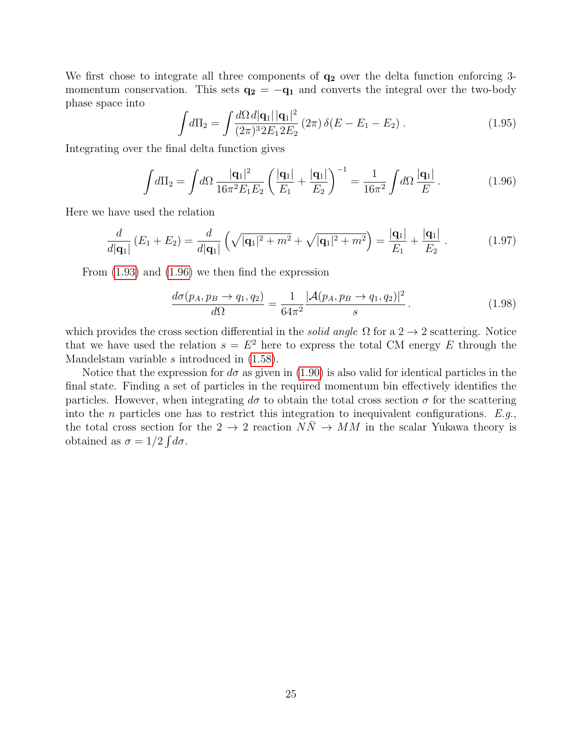We first chose to integrate all three components of $\mathbf{q_2}$ over the delta function enforcing 3-momentum conservation. This sets $\mathbf{q_2} = -\mathbf{q_1}$ and converts the integral over the two-body phase space into

$$\int d\Pi_2 = \int \frac{d\Omega\, d|\mathbf{q}_1|\, |\mathbf{q}_1|^2}{(2\pi)^3 2E_1 2E_2} (2\pi)\, \delta(E - E_1 - E_2)\,. \tag{1.95}$$

Integrating over the final delta function gives

$$\int d\Pi_2 = \int d\Omega\, \frac{|\mathbf{q}_1|^2}{16\pi^2 E_1 E_2} \left( \frac{|\mathbf{q}_1|}{E_1} + \frac{|\mathbf{q}_1|}{E_2} \right)^{-1} = \frac{1}{16\pi^2} \int d\Omega\, \frac{|\mathbf{q}_1|}{E}\,. \tag{1.96}$$

Here we have used the relation

$$\frac{d}{d|\mathbf{q}_1|} (E_1 + E_2) = \frac{d}{d|\mathbf{q}_1|} \left( \sqrt{|\mathbf{q}_1|^2 + m^2} + \sqrt{|\mathbf{q}_1|^2 + m^2} \right) = \frac{|\mathbf{q}_1|}{E_1} + \frac{|\mathbf{q}_1|}{E_2}\,. \tag{1.97}$$

From (1.93) and (1.96) we then find the expression

$$\frac{d\sigma(p_A, p_B \to q_1, q_2)}{d\Omega} = \frac{1}{64\pi^2} \frac{|\mathcal{A}(p_A, p_B \to q_1, q_2)|^2}{s}\,. \tag{1.98}$$

which provides the cross section differential in the *solid angle* $\Omega$ for a $2 \to 2$ scattering. Notice that we have used the relation $s = E^2$ here to express the total CM energy $E$ through the Mandelstam variable $s$ introduced in (1.58).

Notice that the expression for $d\sigma$ as given in (1.90) is also valid for identical particles in the final state. Finding a set of particles in the required momentum bin effectively identifies the particles. However, when integrating $d\sigma$ to obtain the total cross section $\sigma$ for the scattering into the $n$ particles one has to restrict this integration to inequivalent configurations. *E.g.*, the total cross section for the $2 \to 2$ reaction $N\bar{N} \to MM$ in the scalar Yukawa theory is obtained as $\sigma = 1/2 \int d\sigma$.